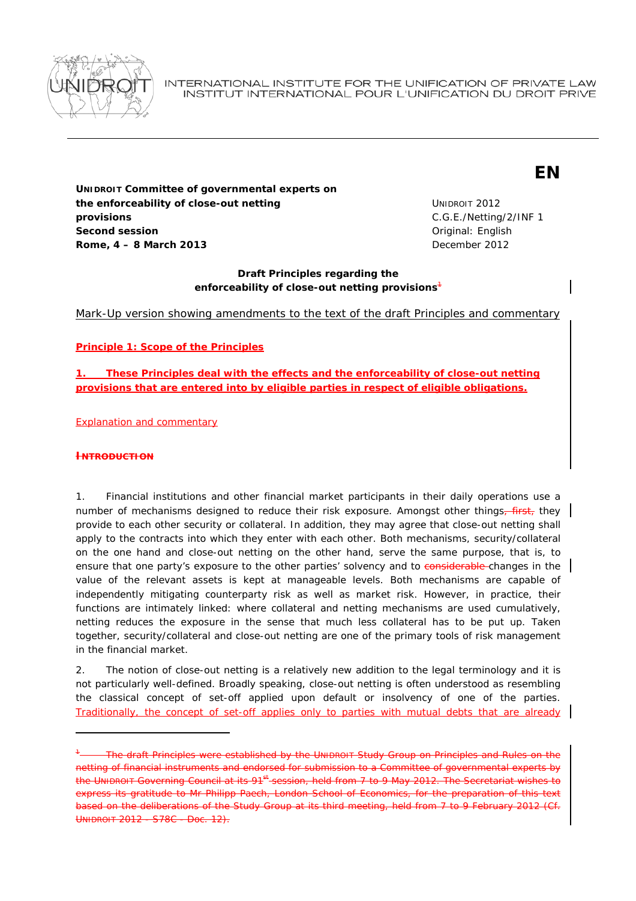INTERNATIONAL INSTITUTE FOR THE UNIFICATION OF PRIVATE LAW
INSTITUT INTERNATIONAL POUR L'UNIFICATION DU DROIT PRIVE

**EN**

**UNIDROIT Committee of governmental experts on the enforceability of close-out netting provisions**
**Second session**
**Rome, 4 – 8 March 2013**

UNIDROIT 2012
C.G.E./Netting/2/INF 1
Original: English
December 2012

**Draft Principles regarding the enforceability of close-out netting provisions**[1]

Mark-Up version showing amendments to the text of the draft Principles and commentary

**Principle 1: Scope of the Principles**

**1. These Principles deal with the effects and the enforceability of close-out netting provisions that are entered into by eligible parties in respect of eligible obligations.**

Explanation and commentary

~~**INTRODUCTION**~~

1. Financial institutions and other financial market participants in their daily operations use a number of mechanisms designed to reduce their risk exposure. Amongst other things~~, first,~~ they provide to each other security or collateral. In addition, they may agree that close-out netting shall apply to the contracts into which they enter with each other. Both mechanisms, security/collateral on the one hand and close-out netting on the other hand, serve the same purpose, that is, to ensure that one party's exposure to the other parties' solvency and to ~~considerable~~ changes in the value of the relevant assets is kept at manageable levels. Both mechanisms are capable of independently mitigating counterparty risk as well as market risk. However, in practice, their functions are intimately linked: where collateral and netting mechanisms are used cumulatively, netting reduces the exposure in the sense that much less collateral has to be put up. Taken together, security/collateral and close-out netting are one of the primary tools of risk management in the financial market.

2. The notion of close-out netting is a relatively new addition to the legal terminology and it is not particularly well-defined. Broadly speaking, close-out netting is often understood as resembling the classical concept of set-off applied upon default or insolvency of one of the parties. Traditionally, the concept of set-off applies only to parties with mutual debts that are already

---

[1] ~~The draft Principles were established by the UNIDROIT Study Group on Principles and Rules on the netting of financial instruments and endorsed for submission to a Committee of governmental experts by the UNIDROIT Governing Council at its 91st session, held from 7 to 9 May 2012. The Secretariat wishes to express its gratitude to Mr Philipp Paech, London School of Economics, for the preparation of this text based on the deliberations of the Study Group at its third meeting, held from 7 to 9 February 2012 (Cf. UNIDROIT 2012 – S78C – Doc. 12).~~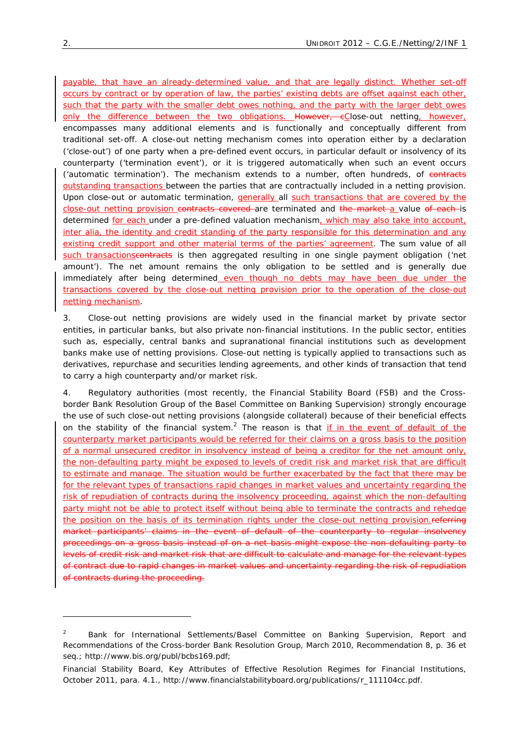payable, that have an already-determined value, and that are legally distinct. Whether set-off occurs by contract or by operation of law, the parties' existing debts are offset against each other, such that the party with the smaller debt owes nothing, and the party with the larger debt owes only the difference between the two obligations. ~~However, c~~Close-out netting, however, encompasses many additional elements and is functionally and conceptually different from traditional set-off. A close-out netting mechanism comes into operation either by a declaration ('close-out') of one party when a pre-defined event occurs, in particular default or insolvency of its counterparty ('termination event'), or it is triggered automatically when such an event occurs ('automatic termination'). The mechanism extends to a number, often hundreds, of ~~contracts~~ outstanding transactions between the parties that are contractually included in a netting provision. Upon close-out or automatic termination, generally all such transactions that are covered by the close-out netting provision ~~contracts covered~~ are terminated and ~~the market~~ a value ~~of each~~ is determined for each under a pre-defined valuation mechanism, which may also take into account, inter alia, the identity and credit standing of the party responsible for this determination and any existing credit support and other material terms of the parties' agreement. The sum value of all such transactions~~contracts~~ is then aggregated resulting in one single payment obligation ('net amount'). The net amount remains the only obligation to be settled and is generally due immediately after being determined even though no debts may have been due under the transactions covered by the close-out netting provision prior to the operation of the close-out netting mechanism.

3. Close-out netting provisions are widely used in the financial market by private sector entities, in particular banks, but also private non-financial institutions. In the public sector, entities such as, especially, central banks and supranational financial institutions such as development banks make use of netting provisions. Close-out netting is typically applied to transactions such as derivatives, repurchase and securities lending agreements, and other kinds of transaction that tend to carry a high counterparty and/or market risk.

4. Regulatory authorities (most recently, the Financial Stability Board (FSB) and the Cross-border Bank Resolution Group of the Basel Committee on Banking Supervision) strongly encourage the use of such close-out netting provisions (alongside collateral) because of their beneficial effects on the stability of the financial system.[2] The reason is that if in the event of default of the counterparty market participants would be referred for their claims on a gross basis to the position of a normal unsecured creditor in insolvency instead of being a creditor for the net amount only, the non-defaulting party might be exposed to levels of credit risk and market risk that are difficult to estimate and manage. The situation would be further exacerbated by the fact that there may be for the relevant types of transactions rapid changes in market values and uncertainty regarding the risk of repudiation of contracts during the insolvency proceeding, against which the non-defaulting party might not be able to protect itself without being able to terminate the contracts and rehedge the position on the basis of its termination rights under the close-out netting provision.~~referring market participants' claims in the event of default of the counterparty to regular insolvency proceedings on a gross basis instead of on a net basis might expose the non-defaulting party to levels of credit risk and market risk that are difficult to calculate and manage for the relevant types of contract due to rapid changes in market values and uncertainty regarding the risk of repudiation of contracts during the proceeding.~~

---

[2] Bank for International Settlements/Basel Committee on Banking Supervision, Report and Recommendations of the Cross-border Bank Resolution Group, March 2010, Recommendation 8, p. 36 et seq.; http://www.bis.org/publ/bcbs169.pdf;

Financial Stability Board, Key Attributes of Effective Resolution Regimes for Financial Institutions, October 2011, para. 4.1., http://www.financialstabilityboard.org/publications/r_111104cc.pdf.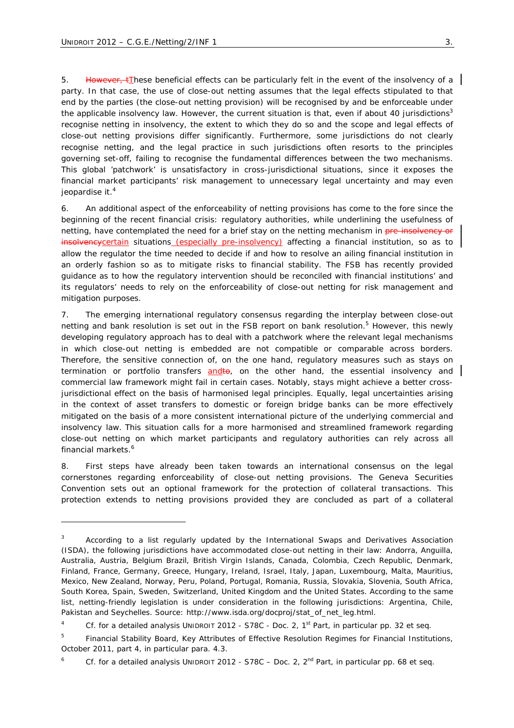5. ~~However, t~~These beneficial effects can be particularly felt in the event of the insolvency of a party. In that case, the use of close-out netting assumes that the legal effects stipulated to that end by the parties (the close-out netting provision) will be recognised by and be enforceable under the applicable insolvency law. However, the current situation is that, even if about 40 jurisdictions[3] recognise netting in insolvency, the extent to which they do so and the scope and legal effects of close-out netting provisions differ significantly. Furthermore, some jurisdictions do not clearly recognise netting, and the legal practice in such jurisdictions often resorts to the principles governing set-off, failing to recognise the fundamental differences between the two mechanisms. This global 'patchwork' is unsatisfactory in cross-jurisdictional situations, since it exposes the financial market participants' risk management to unnecessary legal uncertainty and may even jeopardise it.[4]

6. An additional aspect of the enforceability of netting provisions has come to the fore since the beginning of the recent financial crisis: regulatory authorities, while underlining the usefulness of netting, have contemplated the need for a brief stay on the netting mechanism in ~~pre-insolvency or insolvency~~certain situations (especially pre-insolvency) affecting a financial institution, so as to allow the regulator the time needed to decide if and how to resolve an ailing financial institution in an orderly fashion so as to mitigate risks to financial stability. The FSB has recently provided guidance as to how the regulatory intervention should be reconciled with financial institutions' and its regulators' needs to rely on the enforceability of close-out netting for risk management and mitigation purposes.

7. The emerging international regulatory consensus regarding the interplay between close-out netting and bank resolution is set out in the FSB report on bank resolution.[5] However, this newly developing regulatory approach has to deal with a patchwork where the relevant legal mechanisms in which close-out netting is embedded are not compatible or comparable across borders. Therefore, the sensitive connection of, on the one hand, regulatory measures such as stays on termination or portfolio transfers and~~to~~, on the other hand, the essential insolvency and commercial law framework might fail in certain cases. Notably, stays might achieve a better cross-jurisdictional effect on the basis of harmonised legal principles. Equally, legal uncertainties arising in the context of asset transfers to domestic or foreign bridge banks can be more effectively mitigated on the basis of a more consistent international picture of the underlying commercial and insolvency law. This situation calls for a more harmonised and streamlined framework regarding close-out netting on which market participants and regulatory authorities can rely across all financial markets.[6]

8. First steps have already been taken towards an international consensus on the legal cornerstones regarding enforceability of close-out netting provisions. The Geneva Securities Convention sets out an optional framework for the protection of collateral transactions. This protection extends to netting provisions provided they are concluded as part of a collateral

---

[3] According to a list regularly updated by the International Swaps and Derivatives Association (ISDA), the following jurisdictions have accommodated close-out netting in their law: Andorra, Anguilla, Australia, Austria, Belgium Brazil, British Virgin Islands, Canada, Colombia, Czech Republic, Denmark, Finland, France, Germany, Greece, Hungary, Ireland, Israel, Italy, Japan, Luxembourg, Malta, Mauritius, Mexico, New Zealand, Norway, Peru, Poland, Portugal, Romania, Russia, Slovakia, Slovenia, South Africa, South Korea, Spain, Sweden, Switzerland, United Kingdom and the United States. According to the same list, netting-friendly legislation is under consideration in the following jurisdictions: Argentina, Chile, Pakistan and Seychelles. Source: http://www.isda.org/docproj/stat_of_net_leg.html.

[4] Cf. for a detailed analysis UNIDROIT 2012 - S78C - Doc. 2, 1st Part, in particular pp. 32 et seq.

[5] Financial Stability Board, Key Attributes of Effective Resolution Regimes for Financial Institutions, October 2011, part 4, in particular para. 4.3.

[6] Cf. for a detailed analysis UNIDROIT 2012 - S78C – Doc. 2, 2nd Part, in particular pp. 68 et seq.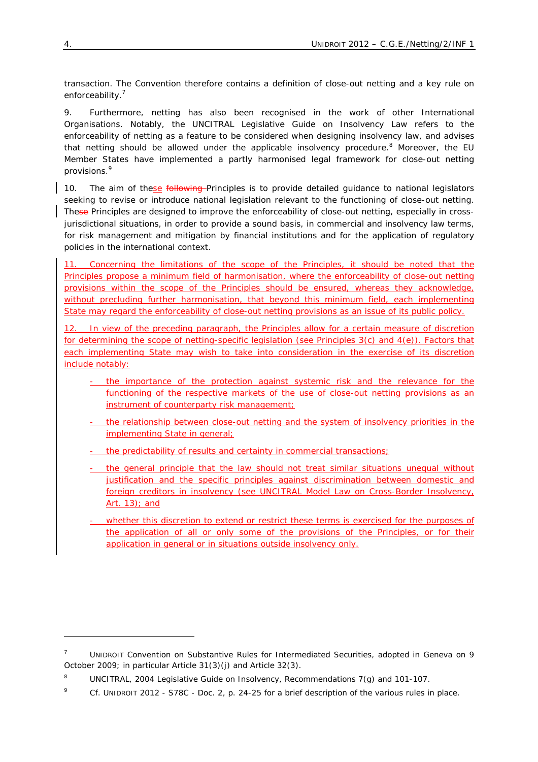transaction. The Convention therefore contains a definition of close-out netting and a key rule on enforceability.[7]

9. Furthermore, netting has also been recognised in the work of other International Organisations. Notably, the UNCITRAL Legislative Guide on Insolvency Law refers to the enforceability of netting as a feature to be considered when designing insolvency law, and advises that netting should be allowed under the applicable insolvency procedure.[8] Moreover, the EU Member States have implemented a partly harmonised legal framework for close-out netting provisions.[9]

10. The aim of these ~~following~~ Principles is to provide detailed guidance to national legislators seeking to revise or introduce national legislation relevant to the functioning of close-out netting. These Principles are designed to improve the enforceability of close-out netting, especially in cross-jurisdictional situations, in order to provide a sound basis, in commercial and insolvency law terms, for risk management and mitigation by financial institutions and for the application of regulatory policies in the international context.

11. Concerning the limitations of the scope of the Principles, it should be noted that the Principles propose a minimum field of harmonisation, where the enforceability of close-out netting provisions within the scope of the Principles should be ensured, whereas they acknowledge, without precluding further harmonisation, that beyond this minimum field, each implementing State may regard the enforceability of close-out netting provisions as an issue of its public policy.

12. In view of the preceding paragraph, the Principles allow for a certain measure of discretion for determining the scope of netting-specific legislation (see Principles 3(c) and 4(e)). Factors that each implementing State may wish to take into consideration in the exercise of its discretion include notably:

- the importance of the protection against systemic risk and the relevance for the functioning of the respective markets of the use of close-out netting provisions as an instrument of counterparty risk management;
- the relationship between close-out netting and the system of insolvency priorities in the implementing State in general;
- the predictability of results and certainty in commercial transactions;
- the general principle that the law should not treat similar situations unequal without justification and the specific principles against discrimination between domestic and foreign creditors in insolvency (see UNCITRAL Model Law on Cross-Border Insolvency, Art. 13); and
- whether this discretion to extend or restrict these terms is exercised for the purposes of the application of all or only some of the provisions of the Principles, or for their application in general or in situations outside insolvency only.

---

[7] UNIDROIT Convention on Substantive Rules for Intermediated Securities, adopted in Geneva on 9 October 2009; in particular Article 31(3)(j) and Article 32(3).

[8] UNCITRAL, 2004 Legislative Guide on Insolvency, Recommendations 7(g) and 101-107.

[9] Cf. UNIDROIT 2012 - S78C - Doc. 2, p. 24-25 for a brief description of the various rules in place.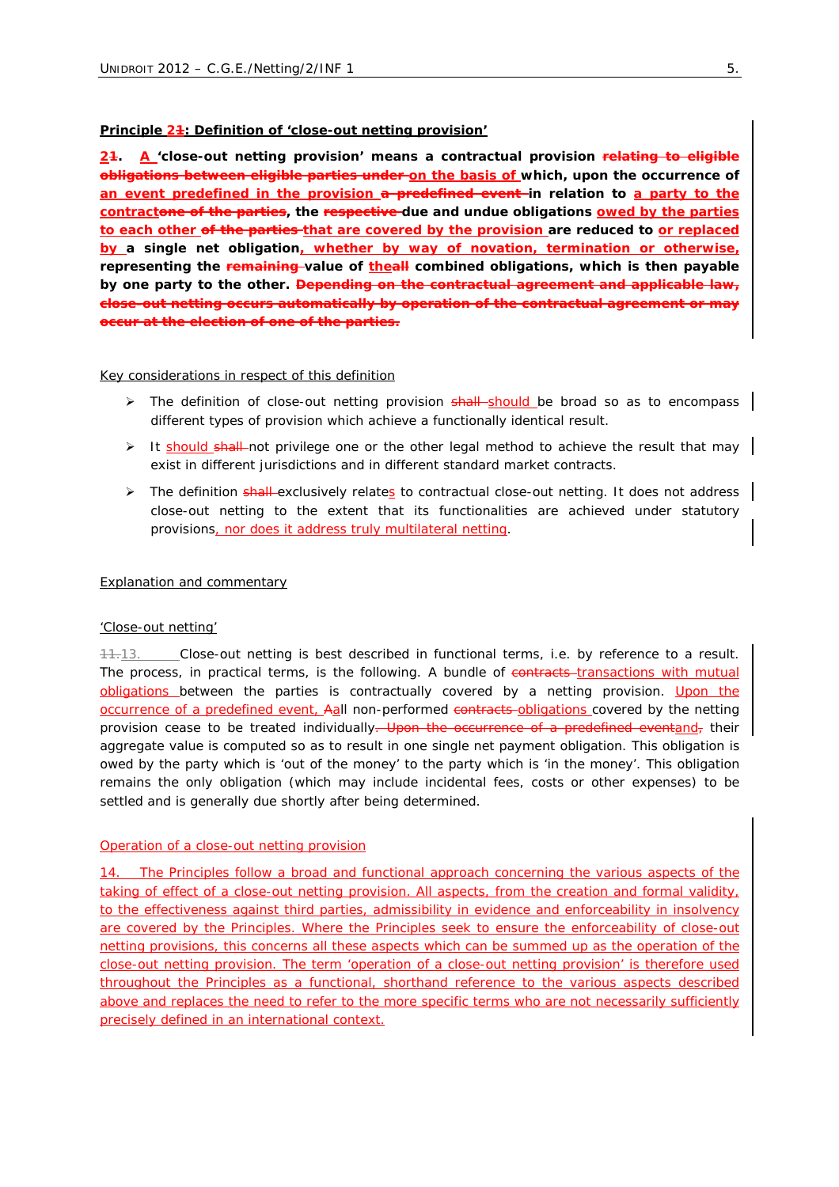**Principle 2~~1~~: Definition of 'close-out netting provision'**

**2~~1~~. A 'close-out netting provision' means a contractual provision ~~relating to eligible obligations between eligible parties under~~ on the basis of which, upon the occurrence of an event predefined in the provision ~~a predefined event~~ in relation to a party to the contract~~one of the parties~~, the ~~respective~~ due and undue obligations owed by the parties to each other ~~of the parties~~ that are covered by the provision are reduced to or replaced by a single net obligation, whether by way of novation, termination or otherwise, representing the ~~remaining~~ value of the~~all~~ combined obligations, which is then payable by one party to the other. ~~Depending on the contractual agreement and applicable law, close-out netting occurs automatically by operation of the contractual agreement or may occur at the election of one of the parties.~~**

Key considerations in respect of this definition

- The definition of close-out netting provision ~~shall~~ should be broad so as to encompass different types of provision which achieve a functionally identical result.
- It should ~~shall~~ not privilege one or the other legal method to achieve the result that may exist in different jurisdictions and in different standard market contracts.
- The definition ~~shall~~ exclusively relates to contractual close-out netting. It does not address close-out netting to the extent that its functionalities are achieved under statutory provisions, nor does it address truly multilateral netting.

Explanation and commentary

'Close-out netting'

~~11.~~13. Close-out netting is best described in functional terms, i.e. by reference to a result. The process, in practical terms, is the following. A bundle of ~~contracts~~ transactions with mutual obligations between the parties is contractually covered by a netting provision. Upon the occurrence of a predefined event, ~~A~~all non-performed ~~contracts~~ obligations covered by the netting provision cease to be treated individually~~. Upon the occurrence of a predefined event~~and~~,~~ their aggregate value is computed so as to result in one single net payment obligation. This obligation is owed by the party which is 'out of the money' to the party which is 'in the money'. This obligation remains the only obligation (which may include incidental fees, costs or other expenses) to be settled and is generally due shortly after being determined.

Operation of a close-out netting provision

14. The Principles follow a broad and functional approach concerning the various aspects of the taking of effect of a close-out netting provision. All aspects, from the creation and formal validity, to the effectiveness against third parties, admissibility in evidence and enforceability in insolvency are covered by the Principles. Where the Principles seek to ensure the enforceability of close-out netting provisions, this concerns all these aspects which can be summed up as the operation of the close-out netting provision. The term 'operation of a close-out netting provision' is therefore used throughout the Principles as a functional, shorthand reference to the various aspects described above and replaces the need to refer to the more specific terms who are not necessarily sufficiently precisely defined in an international context.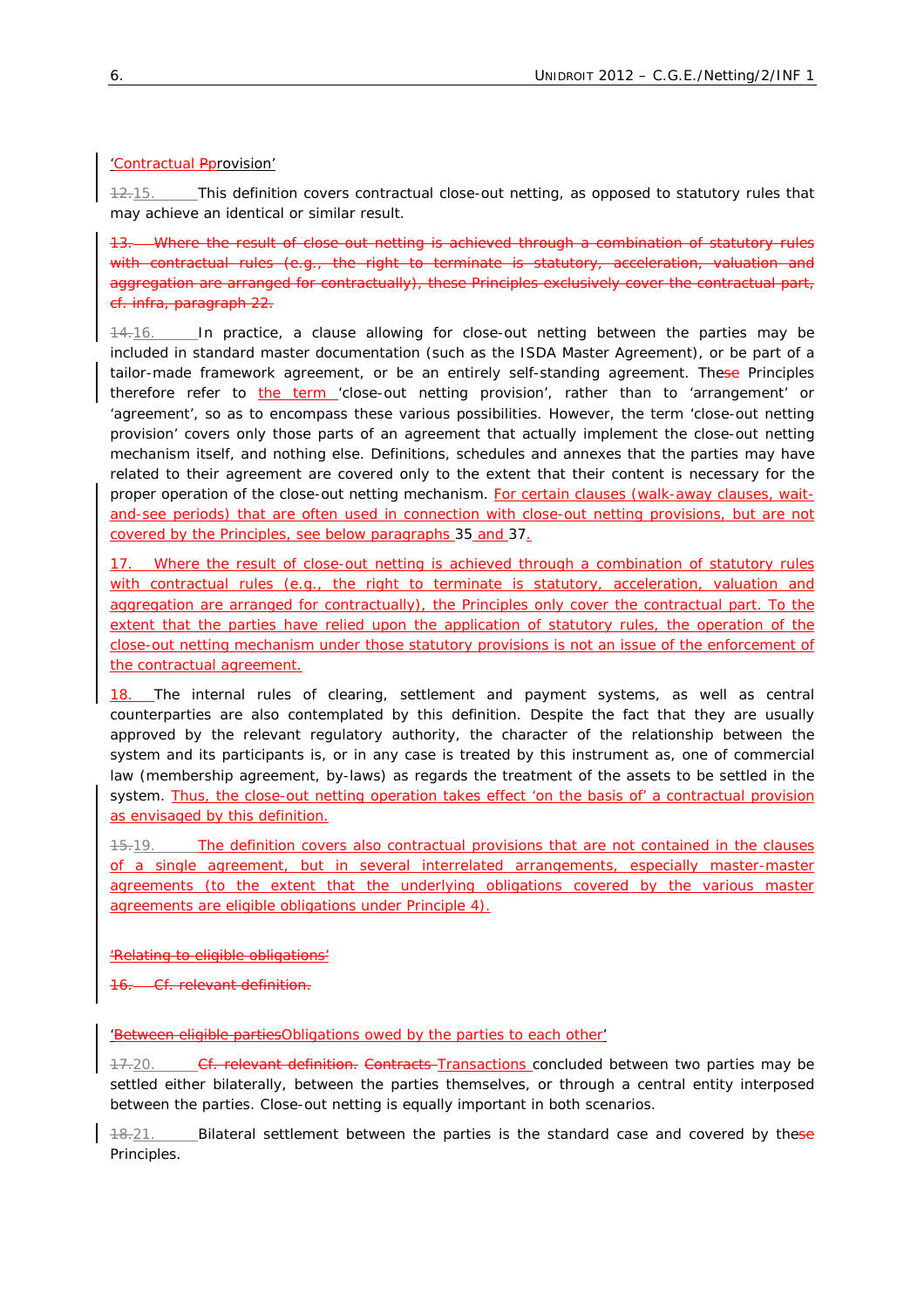'Contractual Pprovision'

12.15. This definition covers contractual close-out netting, as opposed to statutory rules that may achieve an identical or similar result.

~~13. Where the result of close-out netting is achieved through a combination of statutory rules with contractual rules (e.g., the right to terminate is statutory, acceleration, valuation and aggregation are arranged for contractually), these Principles exclusively cover the contractual part, cf. infra, paragraph 22.~~

14.16. In practice, a clause allowing for close-out netting between the parties may be included in standard master documentation (such as the ISDA Master Agreement), or be part of a tailor-made framework agreement, or be an entirely self-standing agreement. These Principles therefore refer to the term 'close-out netting provision', rather than to 'arrangement' or 'agreement', so as to encompass these various possibilities. However, the term 'close-out netting provision' covers only those parts of an agreement that actually implement the close-out netting mechanism itself, and nothing else. Definitions, schedules and annexes that the parties may have related to their agreement are covered only to the extent that their content is necessary for the proper operation of the close-out netting mechanism. For certain clauses (walk-away clauses, wait-and-see periods) that are often used in connection with close-out netting provisions, but are not covered by the Principles, see below paragraphs 35 and 37.

17. Where the result of close-out netting is achieved through a combination of statutory rules with contractual rules (e.g., the right to terminate is statutory, acceleration, valuation and aggregation are arranged for contractually), the Principles only cover the contractual part. To the extent that the parties have relied upon the application of statutory rules, the operation of the close-out netting mechanism under those statutory provisions is not an issue of the enforcement of the contractual agreement.

18. The internal rules of clearing, settlement and payment systems, as well as central counterparties are also contemplated by this definition. Despite the fact that they are usually approved by the relevant regulatory authority, the character of the relationship between the system and its participants is, or in any case is treated by this instrument as, one of commercial law (membership agreement, by-laws) as regards the treatment of the assets to be settled in the system. Thus, the close-out netting operation takes effect 'on the basis of' a contractual provision as envisaged by this definition.

15.19. The definition covers also contractual provisions that are not contained in the clauses of a single agreement, but in several interrelated arrangements, especially master-master agreements (to the extent that the underlying obligations covered by the various master agreements are eligible obligations under Principle 4).

~~'Relating to eligible obligations'~~

~~16. Cf. relevant definition.~~

'~~Between eligible parties~~Obligations owed by the parties to each other'

17.20. ~~Cf. relevant definition.~~ ~~Contracts~~ Transactions concluded between two parties may be settled either bilaterally, between the parties themselves, or through a central entity interposed between the parties. Close-out netting is equally important in both scenarios.

18.21. Bilateral settlement between the parties is the standard case and covered by these Principles.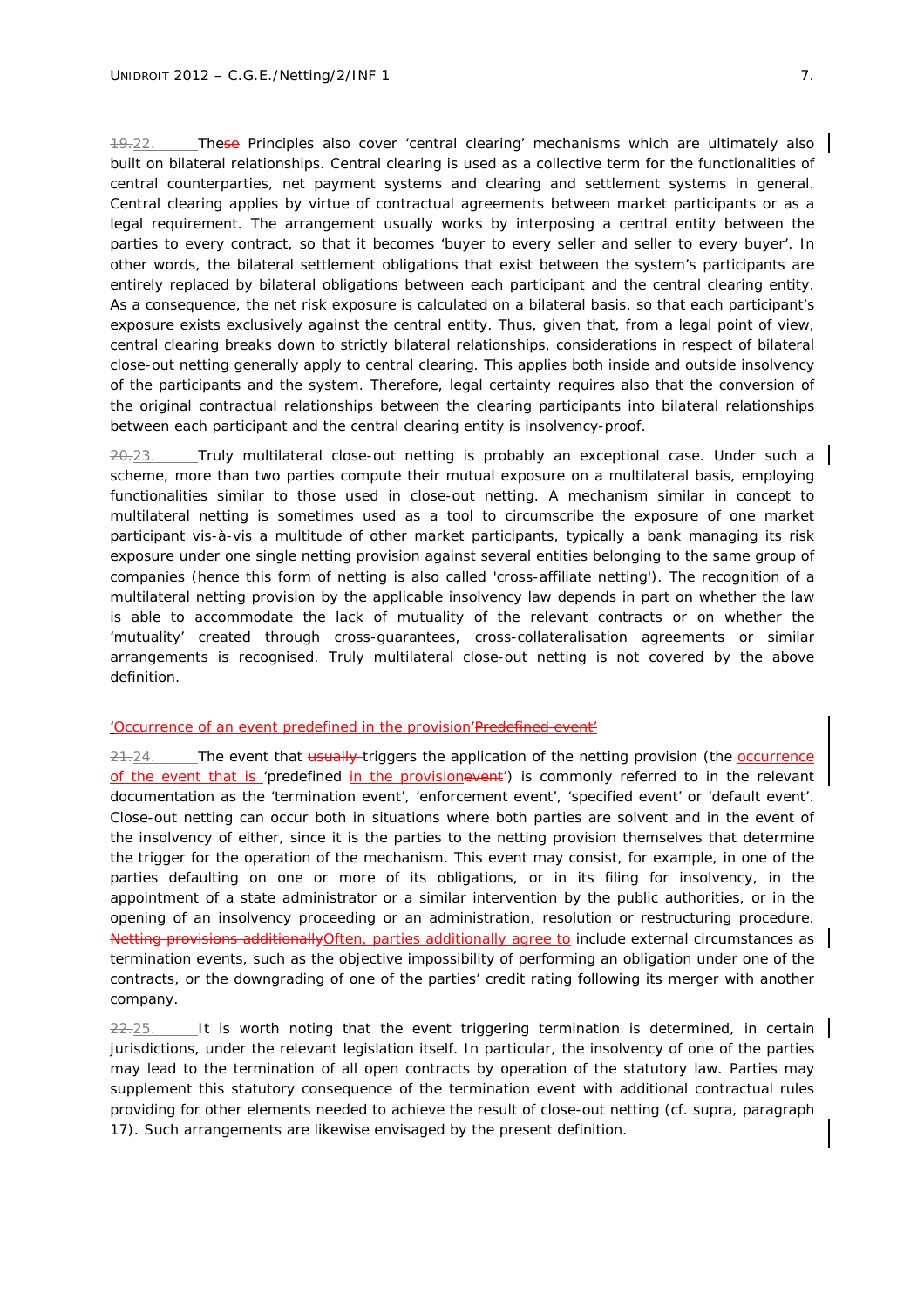~~19.~~22. The~~se~~ Principles also cover 'central clearing' mechanisms which are ultimately also built on bilateral relationships. Central clearing is used as a collective term for the functionalities of central counterparties, net payment systems and clearing and settlement systems in general. Central clearing applies by virtue of contractual agreements between market participants or as a legal requirement. The arrangement usually works by interposing a central entity between the parties to every contract, so that it becomes 'buyer to every seller and seller to every buyer'. In other words, the bilateral settlement obligations that exist between the system's participants are entirely replaced by bilateral obligations between each participant and the central clearing entity. As a consequence, the net risk exposure is calculated on a bilateral basis, so that each participant's exposure exists exclusively against the central entity. Thus, given that, from a legal point of view, central clearing breaks down to strictly bilateral relationships, considerations in respect of bilateral close-out netting generally apply to central clearing. This applies both inside and outside insolvency of the participants and the system. Therefore, legal certainty requires also that the conversion of the original contractual relationships between the clearing participants into bilateral relationships between each participant and the central clearing entity is insolvency-proof.

~~20.~~23. Truly multilateral close-out netting is probably an exceptional case. Under such a scheme, more than two parties compute their mutual exposure on a multilateral basis, employing functionalities similar to those used in close-out netting. A mechanism similar in concept to multilateral netting is sometimes used as a tool to circumscribe the exposure of one market participant vis-à-vis a multitude of other market participants, typically a bank managing its risk exposure under one single netting provision against several entities belonging to the same group of companies (hence this form of netting is also called 'cross-affiliate netting'). The recognition of a multilateral netting provision by the applicable insolvency law depends in part on whether the law is able to accommodate the lack of mutuality of the relevant contracts or on whether the 'mutuality' created through cross-guarantees, cross-collateralisation agreements or similar arrangements is recognised. Truly multilateral close-out netting is not covered by the above definition.

'Occurrence of an event predefined in the provision'~~'Predefined event'~~

~~21.~~24. The event that ~~usually~~ triggers the application of the netting provision (the occurrence of the event that is 'predefined in the provision~~event~~') is commonly referred to in the relevant documentation as the 'termination event', 'enforcement event', 'specified event' or 'default event'. Close-out netting can occur both in situations where both parties are solvent and in the event of the insolvency of either, since it is the parties to the netting provision themselves that determine the trigger for the operation of the mechanism. This event may consist, for example, in one of the parties defaulting on one or more of its obligations, or in its filing for insolvency, in the appointment of a state administrator or a similar intervention by the public authorities, or in the opening of an insolvency proceeding or an administration, resolution or restructuring procedure. ~~Netting provisions additionally~~Often, parties additionally agree to include external circumstances as termination events, such as the objective impossibility of performing an obligation under one of the contracts, or the downgrading of one of the parties' credit rating following its merger with another company.

~~22.~~25. It is worth noting that the event triggering termination is determined, in certain jurisdictions, under the relevant legislation itself. In particular, the insolvency of one of the parties may lead to the termination of all open contracts by operation of the statutory law. Parties may supplement this statutory consequence of the termination event with additional contractual rules providing for other elements needed to achieve the result of close-out netting (cf. supra, paragraph 17). Such arrangements are likewise envisaged by the present definition.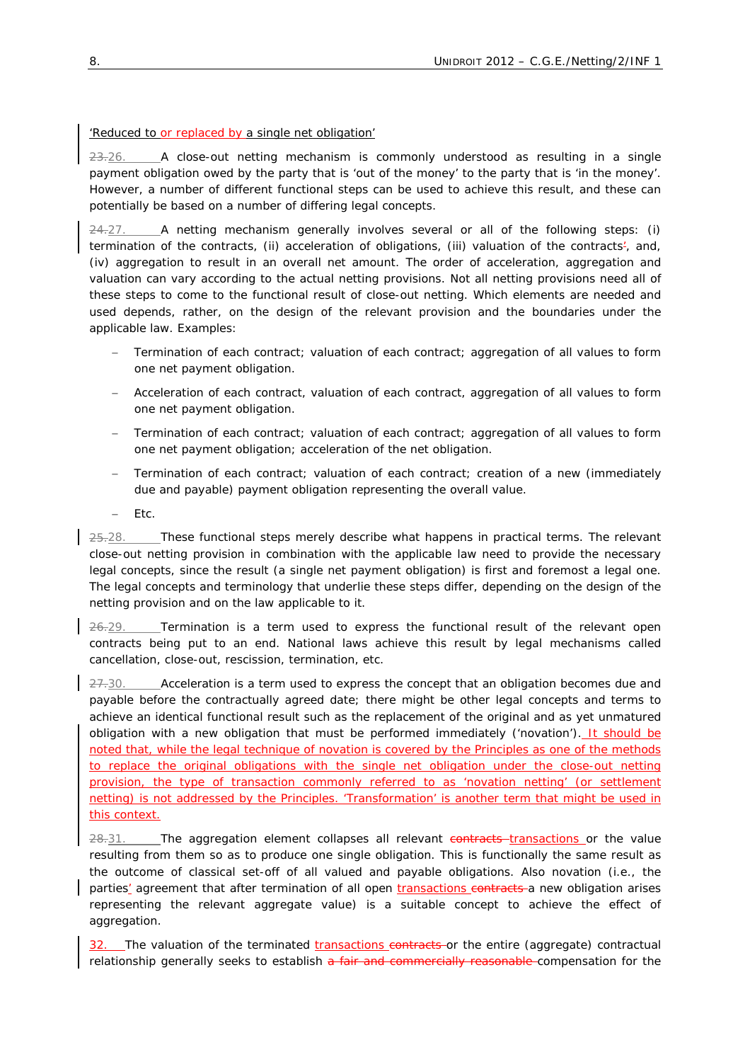'Reduced to or replaced by a single net obligation'

~~23.~~26. A close-out netting mechanism is commonly understood as resulting in a single payment obligation owed by the party that is 'out of the money' to the party that is 'in the money'. However, a number of different functional steps can be used to achieve this result, and these can potentially be based on a number of differing legal concepts.

~~24.~~27. A netting mechanism generally involves several or all of the following steps: (i) termination of the contracts, (ii) acceleration of obligations, (iii) valuation of the contracts~~'~~, and, (iv) aggregation to result in an overall net amount. The order of acceleration, aggregation and valuation can vary according to the actual netting provisions. Not all netting provisions need all of these steps to come to the functional result of close-out netting. Which elements are needed and used depends, rather, on the design of the relevant provision and the boundaries under the applicable law. Examples:

- Termination of each contract; valuation of each contract; aggregation of all values to form one net payment obligation.
- Acceleration of each contract, valuation of each contract, aggregation of all values to form one net payment obligation.
- Termination of each contract; valuation of each contract; aggregation of all values to form one net payment obligation; acceleration of the net obligation.
- Termination of each contract; valuation of each contract; creation of a new (immediately due and payable) payment obligation representing the overall value.
- Etc.

~~25.~~28. These functional steps merely describe what happens in practical terms. The relevant close-out netting provision in combination with the applicable law need to provide the necessary legal concepts, since the result (a single net payment obligation) is first and foremost a legal one. The legal concepts and terminology that underlie these steps differ, depending on the design of the netting provision and on the law applicable to it.

~~26.~~29. Termination is a term used to express the functional result of the relevant open contracts being put to an end. National laws achieve this result by legal mechanisms called cancellation, close-out, rescission, termination, etc.

~~27.~~30. Acceleration is a term used to express the concept that an obligation becomes due and payable before the contractually agreed date; there might be other legal concepts and terms to achieve an identical functional result such as the replacement of the original and as yet unmatured obligation with a new obligation that must be performed immediately ('novation'). It should be noted that, while the legal technique of novation is covered by the Principles as one of the methods to replace the original obligations with the single net obligation under the close-out netting provision, the type of transaction commonly referred to as 'novation netting' (or settlement netting) is not addressed by the Principles. 'Transformation' is another term that might be used in this context.

~~28.~~31. The aggregation element collapses all relevant ~~contracts~~ transactions or the value resulting from them so as to produce one single obligation. This is functionally the same result as the outcome of classical set-off of all valued and payable obligations. Also novation (i.e., the parties' agreement that after termination of all open transactions ~~contracts~~ a new obligation arises representing the relevant aggregate value) is a suitable concept to achieve the effect of aggregation.

32. The valuation of the terminated transactions ~~contracts~~ or the entire (aggregate) contractual relationship generally seeks to establish ~~a fair and commercially reasonable~~ compensation for the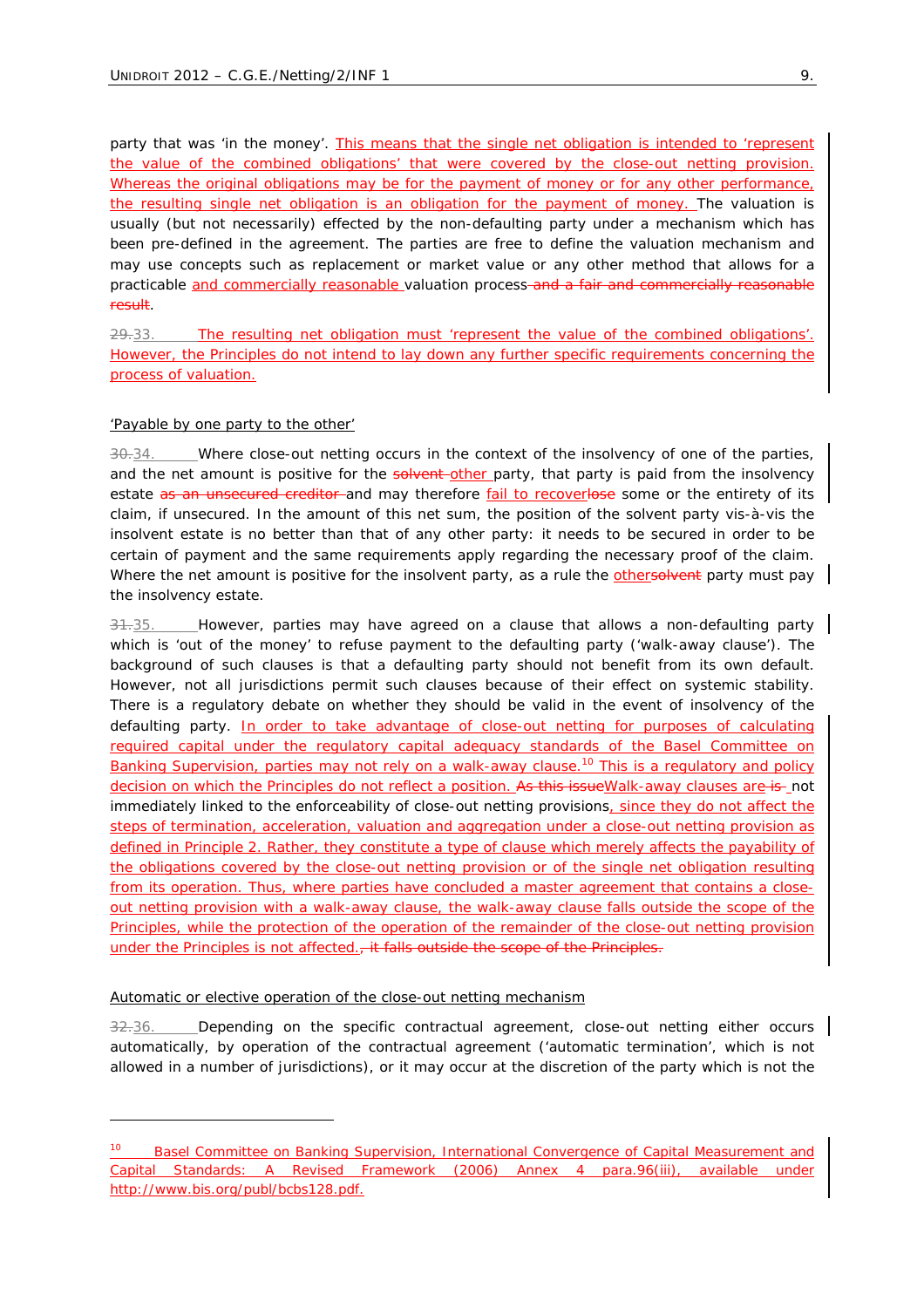party that was 'in the money'. This means that the single net obligation is intended to 'represent the value of the combined obligations' that were covered by the close-out netting provision. Whereas the original obligations may be for the payment of money or for any other performance, the resulting single net obligation is an obligation for the payment of money. The valuation is usually (but not necessarily) effected by the non-defaulting party under a mechanism which has been pre-defined in the agreement. The parties are free to define the valuation mechanism and may use concepts such as replacement or market value or any other method that allows for a practicable and commercially reasonable valuation process ~~and a fair and commercially reasonable result~~.

~~29.~~33. The resulting net obligation must 'represent the value of the combined obligations'. However, the Principles do not intend to lay down any further specific requirements concerning the process of valuation.

'Payable by one party to the other'

~~30.~~34. Where close-out netting occurs in the context of the insolvency of one of the parties, and the net amount is positive for the ~~solvent~~ other party, that party is paid from the insolvency estate ~~as an unsecured creditor~~ and may therefore fail to recover~~lose~~ some or the entirety of its claim, if unsecured. In the amount of this net sum, the position of the solvent party vis-à-vis the insolvent estate is no better than that of any other party: it needs to be secured in order to be certain of payment and the same requirements apply regarding the necessary proof of the claim. Where the net amount is positive for the insolvent party, as a rule the other~~solvent~~ party must pay the insolvency estate.

~~31.~~35. However, parties may have agreed on a clause that allows a non-defaulting party which is 'out of the money' to refuse payment to the defaulting party ('walk-away clause'). The background of such clauses is that a defaulting party should not benefit from its own default. However, not all jurisdictions permit such clauses because of their effect on systemic stability. There is a regulatory debate on whether they should be valid in the event of insolvency of the defaulting party. In order to take advantage of close-out netting for purposes of calculating required capital under the regulatory capital adequacy standards of the Basel Committee on Banking Supervision, parties may not rely on a walk-away clause.[10] This is a regulatory and policy decision on which the Principles do not reflect a position. ~~As this issue~~Walk-away clauses are ~~is~~ not immediately linked to the enforceability of close-out netting provisions, since they do not affect the steps of termination, acceleration, valuation and aggregation under a close-out netting provision as defined in Principle 2. Rather, they constitute a type of clause which merely affects the payability of the obligations covered by the close-out netting provision or of the single net obligation resulting from its operation. Thus, where parties have concluded a master agreement that contains a close-out netting provision with a walk-away clause, the walk-away clause falls outside the scope of the Principles, while the protection of the operation of the remainder of the close-out netting provision under the Principles is not affected.~~, it falls outside the scope of the Principles.~~

Automatic or elective operation of the close-out netting mechanism

~~32.~~36. Depending on the specific contractual agreement, close-out netting either occurs automatically, by operation of the contractual agreement ('automatic termination', which is not allowed in a number of jurisdictions), or it may occur at the discretion of the party which is not the

---

[10] Basel Committee on Banking Supervision, International Convergence of Capital Measurement and Capital Standards: A Revised Framework (2006) Annex 4 para.96(iii), available under http://www.bis.org/publ/bcbs128.pdf.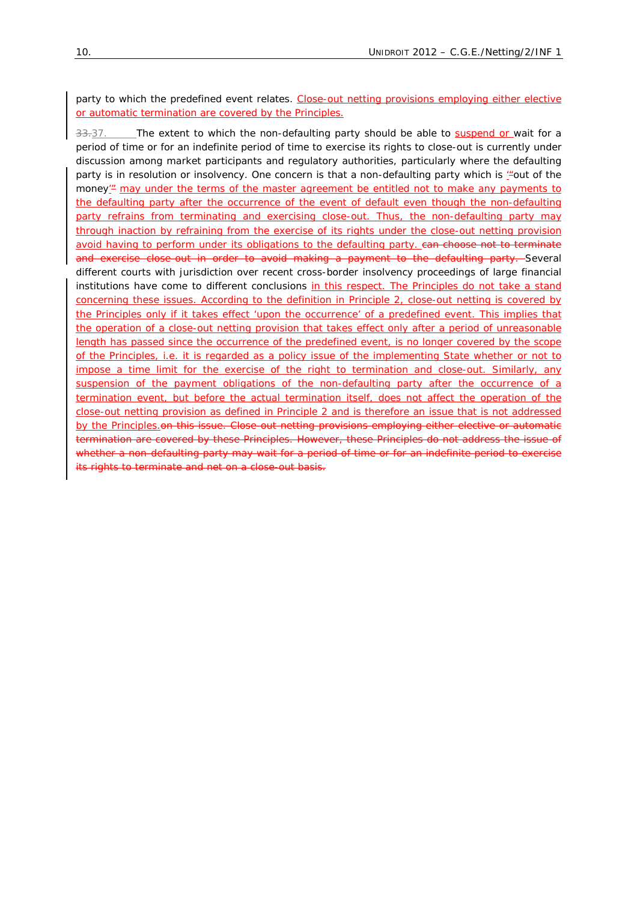party to which the predefined event relates. Close-out netting provisions employing either elective or automatic termination are covered by the Principles.

~~33.~~37. The extent to which the non-defaulting party should be able to suspend or wait for a period of time or for an indefinite period of time to exercise its rights to close-out is currently under discussion among market participants and regulatory authorities, particularly where the defaulting party is in resolution or insolvency. One concern is that a non-defaulting party which is '~~"~~out of the money'~~"~~ may under the terms of the master agreement be entitled not to make any payments to the defaulting party after the occurrence of the event of default even though the non-defaulting party refrains from terminating and exercising close-out. Thus, the non-defaulting party may through inaction by refraining from the exercise of its rights under the close-out netting provision avoid having to perform under its obligations to the defaulting party. ~~can choose not to terminate and exercise close-out in order to avoid making a payment to the defaulting party.~~ Several different courts with jurisdiction over recent cross-border insolvency proceedings of large financial institutions have come to different conclusions in this respect. The Principles do not take a stand concerning these issues. According to the definition in Principle 2, close-out netting is covered by the Principles only if it takes effect 'upon the occurrence' of a predefined event. This implies that the operation of a close-out netting provision that takes effect only after a period of unreasonable length has passed since the occurrence of the predefined event, is no longer covered by the scope of the Principles, i.e. it is regarded as a policy issue of the implementing State whether or not to impose a time limit for the exercise of the right to termination and close-out. Similarly, any suspension of the payment obligations of the non-defaulting party after the occurrence of a termination event, but before the actual termination itself, does not affect the operation of the close-out netting provision as defined in Principle 2 and is therefore an issue that is not addressed by the Principles.~~on this issue. Close-out netting provisions employing either elective or automatic termination are covered by these Principles. However, these Principles do not address the issue of whether a non-defaulting party may wait for a period of time or for an indefinite period to exercise its rights to terminate and net on a close-out basis.~~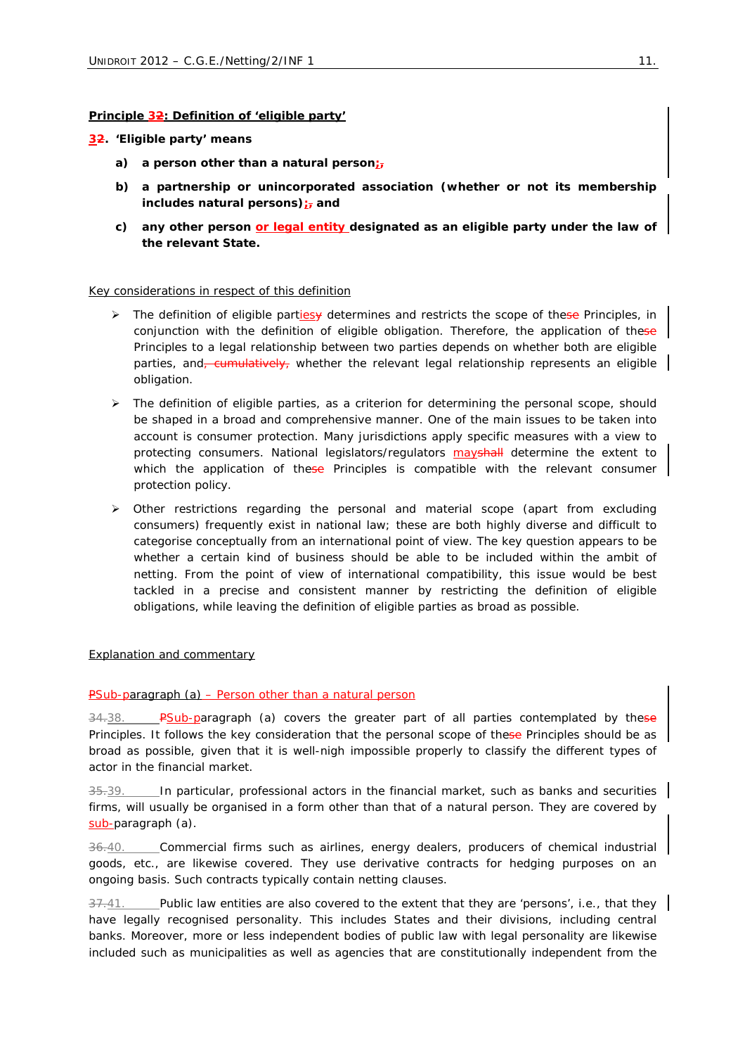**Principle 3~~2~~: Definition of 'eligible party'**

**3~~2~~. 'Eligible party' means**

- **a) a person other than a natural person;~~,~~**
- **b) a partnership or unincorporated association (whether or not its membership includes natural persons);~~,~~ and**
- **c) any other person or legal entity designated as an eligible party under the law of the relevant State.**

Key considerations in respect of this definition

- The definition of eligible parties~~y~~ determines and restricts the scope of the~~se~~ Principles, in conjunction with the definition of eligible obligation. Therefore, the application of the~~se~~ Principles to a legal relationship between two parties depends on whether both are eligible parties, and~~, cumulatively,~~ whether the relevant legal relationship represents an eligible obligation.
- The definition of eligible parties, as a criterion for determining the personal scope, should be shaped in a broad and comprehensive manner. One of the main issues to be taken into account is consumer protection. Many jurisdictions apply specific measures with a view to protecting consumers. National legislators/regulators may~~shall~~ determine the extent to which the application of the~~se~~ Principles is compatible with the relevant consumer protection policy.
- Other restrictions regarding the personal and material scope (apart from excluding consumers) frequently exist in national law; these are both highly diverse and difficult to categorise conceptually from an international point of view. The key question appears to be whether a certain kind of business should be able to be included within the ambit of netting. From the point of view of international compatibility, this issue would be best tackled in a precise and consistent manner by restricting the definition of eligible obligations, while leaving the definition of eligible parties as broad as possible.

Explanation and commentary

~~P~~Sub-paragraph (a) – Person other than a natural person

~~34.~~38. ~~P~~Sub-paragraph (a) covers the greater part of all parties contemplated by the~~se~~ Principles. It follows the key consideration that the personal scope of the~~se~~ Principles should be as broad as possible, given that it is well-nigh impossible properly to classify the different types of actor in the financial market.

~~35.~~39. In particular, professional actors in the financial market, such as banks and securities firms, will usually be organised in a form other than that of a natural person. They are covered by sub-paragraph (a).

~~36.~~40. Commercial firms such as airlines, energy dealers, producers of chemical industrial goods, etc., are likewise covered. They use derivative contracts for hedging purposes on an ongoing basis. Such contracts typically contain netting clauses.

~~37.~~41. Public law entities are also covered to the extent that they are 'persons', i.e., that they have legally recognised personality. This includes States and their divisions, including central banks. Moreover, more or less independent bodies of public law with legal personality are likewise included such as municipalities as well as agencies that are constitutionally independent from the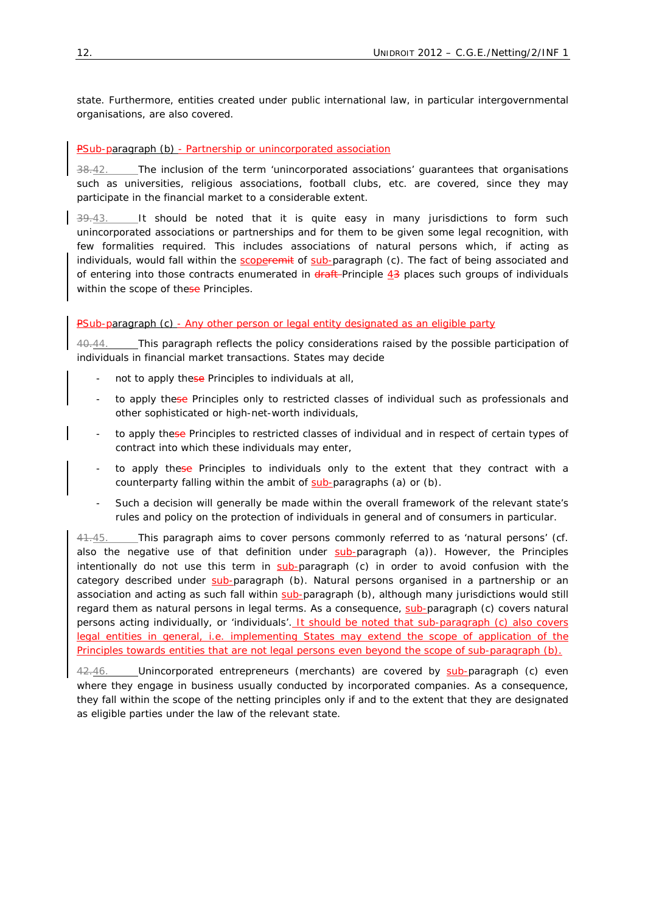state. Furthermore, entities created under public international law, in particular intergovernmental organisations, are also covered.

PSub-paragraph (b) - Partnership or unincorporated association

38.42. The inclusion of the term 'unincorporated associations' guarantees that organisations such as universities, religious associations, football clubs, etc. are covered, since they may participate in the financial market to a considerable extent.

39.43. It should be noted that it is quite easy in many jurisdictions to form such unincorporated associations or partnerships and for them to be given some legal recognition, with few formalities required. This includes associations of natural persons which, if acting as individuals, would fall within the scoperemit of sub-paragraph (c). The fact of being associated and of entering into those contracts enumerated in draft Principle 43 places such groups of individuals within the scope of thesе Principles.

PSub-paragraph (c) - Any other person or legal entity designated as an eligible party

40.44. This paragraph reflects the policy considerations raised by the possible participation of individuals in financial market transactions. States may decide

- not to apply these Principles to individuals at all,
- to apply these Principles only to restricted classes of individual such as professionals and other sophisticated or high-net-worth individuals,
- to apply these Principles to restricted classes of individual and in respect of certain types of contract into which these individuals may enter,
- to apply these Principles to individuals only to the extent that they contract with a counterparty falling within the ambit of sub-paragraphs (a) or (b).
- Such a decision will generally be made within the overall framework of the relevant state's rules and policy on the protection of individuals in general and of consumers in particular.

41.45. This paragraph aims to cover persons commonly referred to as 'natural persons' (cf. also the negative use of that definition under sub-paragraph (a)). However, the Principles intentionally do not use this term in sub-paragraph (c) in order to avoid confusion with the category described under sub-paragraph (b). Natural persons organised in a partnership or an association and acting as such fall within sub-paragraph (b), although many jurisdictions would still regard them as natural persons in legal terms. As a consequence, sub-paragraph (c) covers natural persons acting individually, or 'individuals'. It should be noted that sub-paragraph (c) also covers legal entities in general, i.e. implementing States may extend the scope of application of the Principles towards entities that are not legal persons even beyond the scope of sub-paragraph (b).

42.46. Unincorporated entrepreneurs (merchants) are covered by sub-paragraph (c) even where they engage in business usually conducted by incorporated companies. As a consequence, they fall within the scope of the netting principles only if and to the extent that they are designated as eligible parties under the law of the relevant state.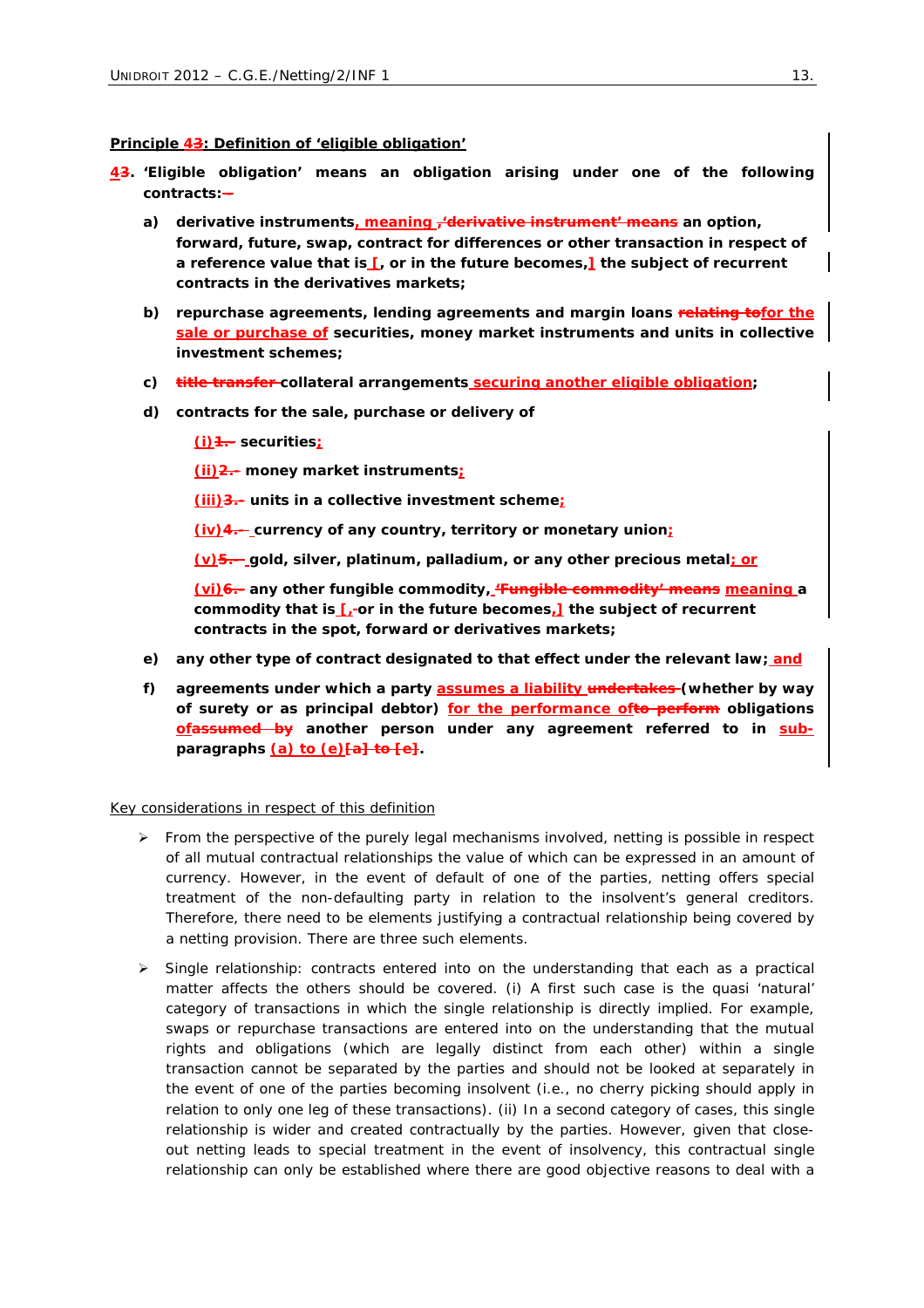**Principle 43: Definition of 'eligible obligation'**

**43. 'Eligible obligation' means an obligation arising under one of the following contracts:—**

- **a) derivative instruments, meaning ,'derivative instrument' means an option, forward, future, swap, contract for differences or other transaction in respect of a reference value that is [, or in the future becomes,] the subject of recurrent contracts in the derivatives markets;**

- **b) repurchase agreements, lending agreements and margin loans relating tofor the sale or purchase of securities, money market instruments and units in collective investment schemes;**

- **c) title transfer collateral arrangements securing another eligible obligation;**

- **d) contracts for the sale, purchase or delivery of**

  **(i)1. securities;**

  **(ii)2. money market instruments;**

  **(iii)3. units in a collective investment scheme;**

  **(iv)4. currency of any country, territory or monetary union;**

  **(v)5. gold, silver, platinum, palladium, or any other precious metal; or**

  **(vi)6. any other fungible commodity, 'Fungible commodity' means meaning a commodity that is [,or in the future becomes,] the subject of recurrent contracts in the spot, forward or derivatives markets;**

- **e) any other type of contract designated to that effect under the relevant law; and**

- **f) agreements under which a party assumes a liability undertakes (whether by way of surety or as principal debtor) for the performance ofto perform obligations ofassumed by another person under any agreement referred to in sub-paragraphs (a) to (e)[a] to [e].**

Key considerations in respect of this definition

- From the perspective of the purely legal mechanisms involved, netting is possible in respect of all mutual contractual relationships the value of which can be expressed in an amount of currency. However, in the event of default of one of the parties, netting offers special treatment of the non-defaulting party in relation to the insolvent's general creditors. Therefore, there need to be elements justifying a contractual relationship being covered by a netting provision. There are three such elements.

- Single relationship: contracts entered into on the understanding that each as a practical matter affects the others should be covered. (i) A first such case is the quasi 'natural' category of transactions in which the single relationship is directly implied. For example, swaps or repurchase transactions are entered into on the understanding that the mutual rights and obligations (which are legally distinct from each other) within a single transaction cannot be separated by the parties and should not be looked at separately in the event of one of the parties becoming insolvent (i.e., no cherry picking should apply in relation to only one leg of these transactions). (ii) In a second category of cases, this single relationship is wider and created contractually by the parties. However, given that close-out netting leads to special treatment in the event of insolvency, this contractual single relationship can only be established where there are good objective reasons to deal with a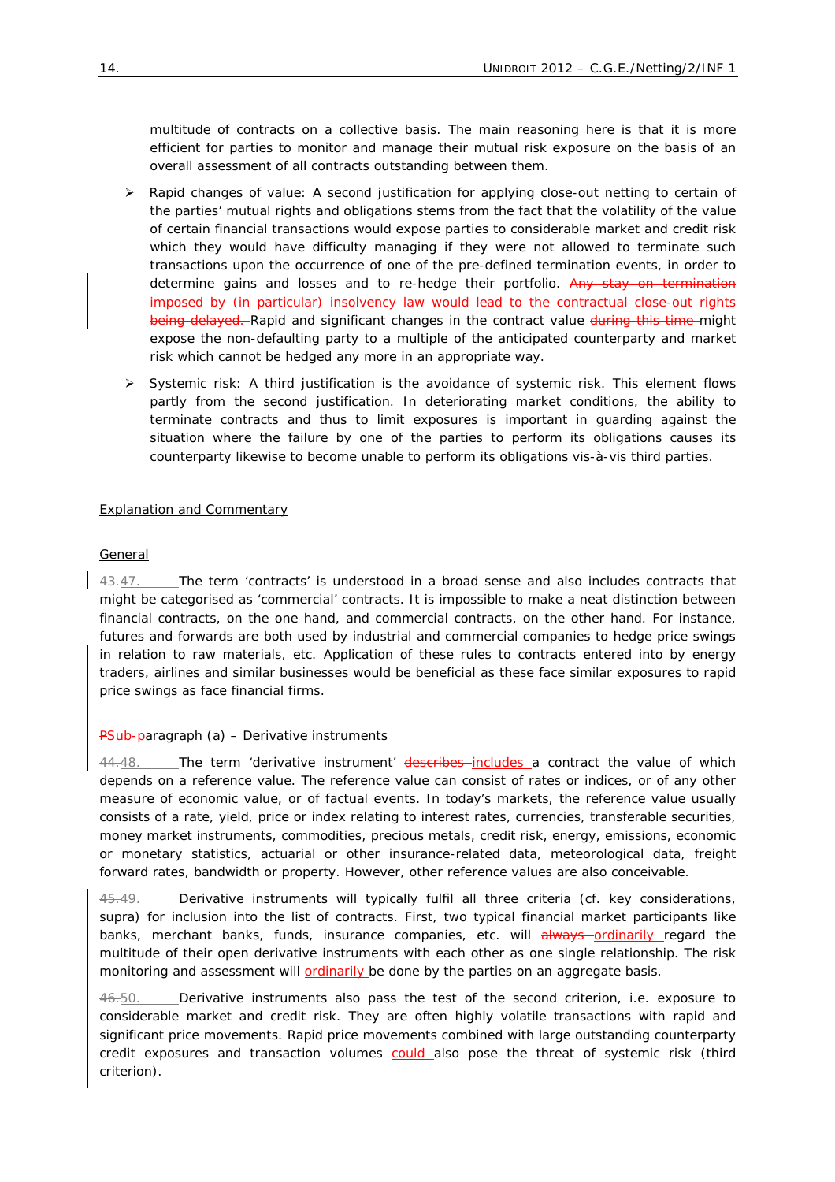multitude of contracts on a collective basis. The main reasoning here is that it is more efficient for parties to monitor and manage their mutual risk exposure on the basis of an overall assessment of all contracts outstanding between them.

- Rapid changes of value: A second justification for applying close-out netting to certain of the parties' mutual rights and obligations stems from the fact that the volatility of the value of certain financial transactions would expose parties to considerable market and credit risk which they would have difficulty managing if they were not allowed to terminate such transactions upon the occurrence of one of the pre-defined termination events, in order to determine gains and losses and to re-hedge their portfolio. ~~Any stay on termination imposed by (in particular) insolvency law would lead to the contractual close-out rights being delayed.~~ Rapid and significant changes in the contract value ~~during this time~~ might expose the non-defaulting party to a multiple of the anticipated counterparty and market risk which cannot be hedged any more in an appropriate way.

- Systemic risk: A third justification is the avoidance of systemic risk. This element flows partly from the second justification. In deteriorating market conditions, the ability to terminate contracts and thus to limit exposures is important in guarding against the situation where the failure by one of the parties to perform its obligations causes its counterparty likewise to become unable to perform its obligations vis-à-vis third parties.

Explanation and Commentary

General

~~43.~~47. The term 'contracts' is understood in a broad sense and also includes contracts that might be categorised as 'commercial' contracts. It is impossible to make a neat distinction between financial contracts, on the one hand, and commercial contracts, on the other hand. For instance, futures and forwards are both used by industrial and commercial companies to hedge price swings in relation to raw materials, etc. Application of these rules to contracts entered into by energy traders, airlines and similar businesses would be beneficial as these face similar exposures to rapid price swings as face financial firms.

~~P~~Sub-paragraph (a) – Derivative instruments

~~44.~~48. The term 'derivative instrument' ~~describes~~ includes a contract the value of which depends on a reference value. The reference value can consist of rates or indices, or of any other measure of economic value, or of factual events. In today's markets, the reference value usually consists of a rate, yield, price or index relating to interest rates, currencies, transferable securities, money market instruments, commodities, precious metals, credit risk, energy, emissions, economic or monetary statistics, actuarial or other insurance-related data, meteorological data, freight forward rates, bandwidth or property. However, other reference values are also conceivable.

~~45.~~49. Derivative instruments will typically fulfil all three criteria (cf. key considerations, supra) for inclusion into the list of contracts. First, two typical financial market participants like banks, merchant banks, funds, insurance companies, etc. will ~~always~~ ordinarily regard the multitude of their open derivative instruments with each other as one single relationship. The risk monitoring and assessment will ordinarily be done by the parties on an aggregate basis.

~~46.~~50. Derivative instruments also pass the test of the second criterion, i.e. exposure to considerable market and credit risk. They are often highly volatile transactions with rapid and significant price movements. Rapid price movements combined with large outstanding counterparty credit exposures and transaction volumes could also pose the threat of systemic risk (third criterion).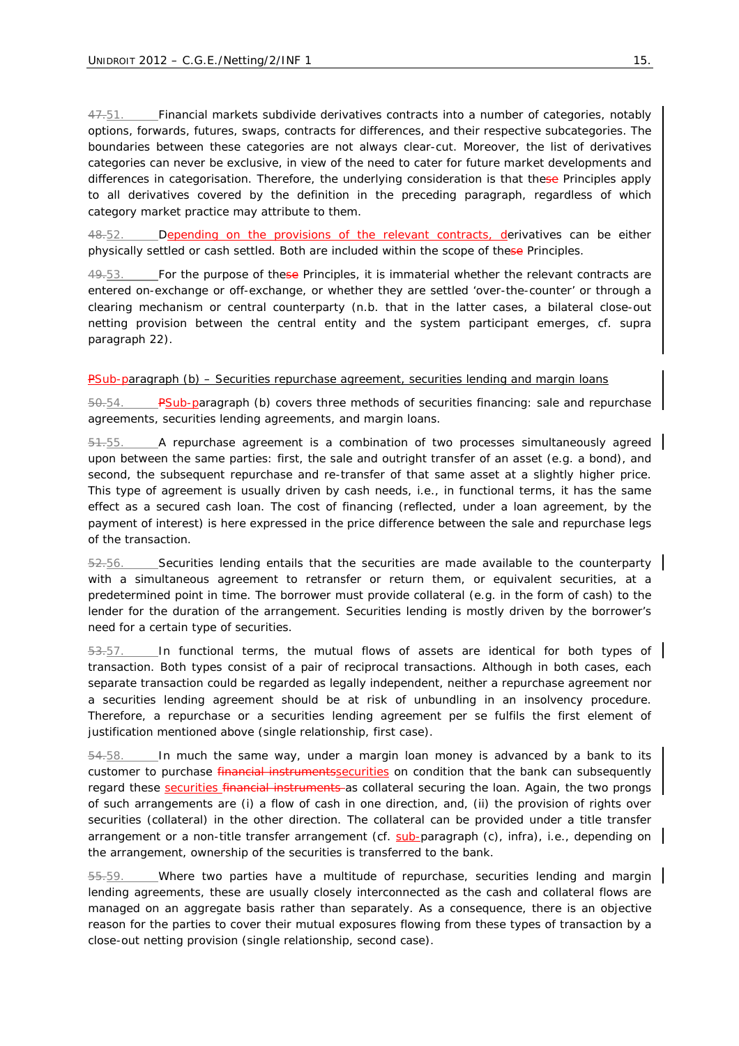~~47.~~51. Financial markets subdivide derivatives contracts into a number of categories, notably options, forwards, futures, swaps, contracts for differences, and their respective subcategories. The boundaries between these categories are not always clear-cut. Moreover, the list of derivatives categories can never be exclusive, in view of the need to cater for future market developments and differences in categorisation. Therefore, the underlying consideration is that the~~se~~ Principles apply to all derivatives covered by the definition in the preceding paragraph, regardless of which category market practice may attribute to them.

~~48.~~52. Depending on the provisions of the relevant contracts, derivatives can be either physically settled or cash settled. Both are included within the scope of the~~se~~ Principles.

~~49.~~53. For the purpose of the~~se~~ Principles, it is immaterial whether the relevant contracts are entered on-exchange or off-exchange, or whether they are settled 'over-the-counter' or through a clearing mechanism or central counterparty (n.b. that in the latter cases, a bilateral close-out netting provision between the central entity and the system participant emerges, cf. supra paragraph 22).

~~P~~Sub-paragraph (b) – Securities repurchase agreement, securities lending and margin loans

~~50.~~54. ~~P~~Sub-paragraph (b) covers three methods of securities financing: sale and repurchase agreements, securities lending agreements, and margin loans.

~~51.~~55. A repurchase agreement is a combination of two processes simultaneously agreed upon between the same parties: first, the sale and outright transfer of an asset (e.g. a bond), and second, the subsequent repurchase and re-transfer of that same asset at a slightly higher price. This type of agreement is usually driven by cash needs, i.e., in functional terms, it has the same effect as a secured cash loan. The cost of financing (reflected, under a loan agreement, by the payment of interest) is here expressed in the price difference between the sale and repurchase legs of the transaction.

~~52.~~56. Securities lending entails that the securities are made available to the counterparty with a simultaneous agreement to retransfer or return them, or equivalent securities, at a predetermined point in time. The borrower must provide collateral (e.g. in the form of cash) to the lender for the duration of the arrangement. Securities lending is mostly driven by the borrower's need for a certain type of securities.

~~53.~~57. In functional terms, the mutual flows of assets are identical for both types of transaction. Both types consist of a pair of reciprocal transactions. Although in both cases, each separate transaction could be regarded as legally independent, neither a repurchase agreement nor a securities lending agreement should be at risk of unbundling in an insolvency procedure. Therefore, a repurchase or a securities lending agreement per se fulfils the first element of justification mentioned above (single relationship, first case).

~~54.~~58. In much the same way, under a margin loan money is advanced by a bank to its customer to purchase ~~financial instruments~~securities on condition that the bank can subsequently regard these securities ~~financial instruments~~ as collateral securing the loan. Again, the two prongs of such arrangements are (i) a flow of cash in one direction, and, (ii) the provision of rights over securities (collateral) in the other direction. The collateral can be provided under a title transfer arrangement or a non-title transfer arrangement (cf. sub-paragraph (c), infra), i.e., depending on the arrangement, ownership of the securities is transferred to the bank.

~~55.~~59. Where two parties have a multitude of repurchase, securities lending and margin lending agreements, these are usually closely interconnected as the cash and collateral flows are managed on an aggregate basis rather than separately. As a consequence, there is an objective reason for the parties to cover their mutual exposures flowing from these types of transaction by a close-out netting provision (single relationship, second case).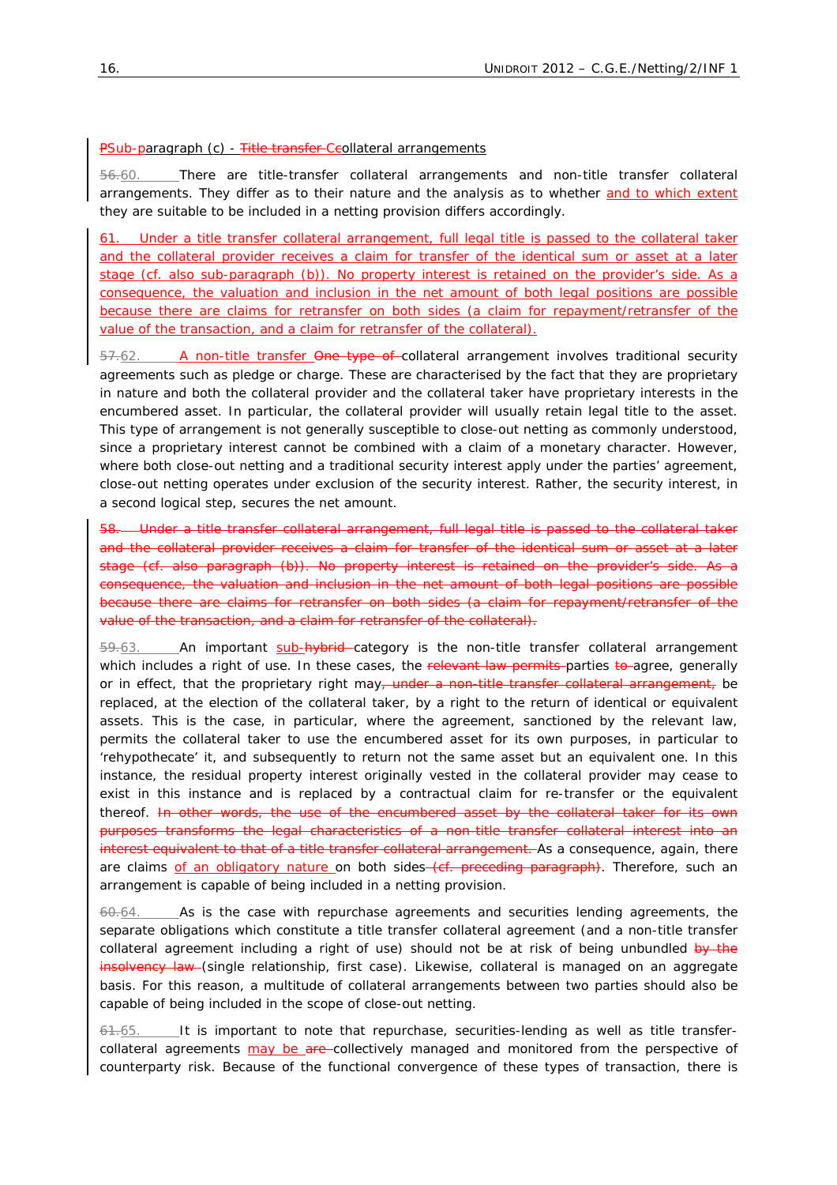~~P~~Sub-paragraph (c) - ~~Title transfer C~~collateral arrangements

~~56.~~60. There are title-transfer collateral arrangements and non-title transfer collateral arrangements. They differ as to their nature and the analysis as to whether and to which extent they are suitable to be included in a netting provision differs accordingly.

61. Under a title transfer collateral arrangement, full legal title is passed to the collateral taker and the collateral provider receives a claim for transfer of the identical sum or asset at a later stage (cf. also sub-paragraph (b)). No property interest is retained on the provider's side. As a consequence, the valuation and inclusion in the net amount of both legal positions are possible because there are claims for retransfer on both sides (a claim for repayment/retransfer of the value of the transaction, and a claim for retransfer of the collateral).

~~57.~~62. A non-title transfer ~~One type of~~ collateral arrangement involves traditional security agreements such as pledge or charge. These are characterised by the fact that they are proprietary in nature and both the collateral provider and the collateral taker have proprietary interests in the encumbered asset. In particular, the collateral provider will usually retain legal title to the asset. This type of arrangement is not generally susceptible to close-out netting as commonly understood, since a proprietary interest cannot be combined with a claim of a monetary character. However, where both close-out netting and a traditional security interest apply under the parties' agreement, close-out netting operates under exclusion of the security interest. Rather, the security interest, in a second logical step, secures the net amount.

~~58. Under a title transfer collateral arrangement, full legal title is passed to the collateral taker and the collateral provider receives a claim for transfer of the identical sum or asset at a later stage (cf. also paragraph (b)). No property interest is retained on the provider's side. As a consequence, the valuation and inclusion in the net amount of both legal positions are possible because there are claims for retransfer on both sides (a claim for repayment/retransfer of the value of the transaction, and a claim for retransfer of the collateral).~~

~~59.~~63. An important sub-~~hybrid~~ category is the non-title transfer collateral arrangement which includes a right of use. In these cases, the ~~relevant law permits~~ parties ~~to~~ agree, generally or in effect, that the proprietary right may~~, under a non-title transfer collateral arrangement,~~ be replaced, at the election of the collateral taker, by a right to the return of identical or equivalent assets. This is the case, in particular, where the agreement, sanctioned by the relevant law, permits the collateral taker to use the encumbered asset for its own purposes, in particular to 'rehypothecate' it, and subsequently to return not the same asset but an equivalent one. In this instance, the residual property interest originally vested in the collateral provider may cease to exist in this instance and is replaced by a contractual claim for re-transfer or the equivalent thereof. ~~In other words, the use of the encumbered asset by the collateral taker for its own purposes transforms the legal characteristics of a non-title transfer collateral interest into an interest equivalent to that of a title transfer collateral arrangement.~~ As a consequence, again, there are claims of an obligatory nature on both sides~~(cf. preceding paragraph)~~. Therefore, such an arrangement is capable of being included in a netting provision.

~~60.~~64. As is the case with repurchase agreements and securities lending agreements, the separate obligations which constitute a title transfer collateral agreement (and a non-title transfer collateral agreement including a right of use) should not be at risk of being unbundled ~~by the insolvency law~~ (single relationship, first case). Likewise, collateral is managed on an aggregate basis. For this reason, a multitude of collateral arrangements between two parties should also be capable of being included in the scope of close-out netting.

~~61.~~65. It is important to note that repurchase, securities-lending as well as title transfer-collateral agreements may be ~~are~~ collectively managed and monitored from the perspective of counterparty risk. Because of the functional convergence of these types of transaction, there is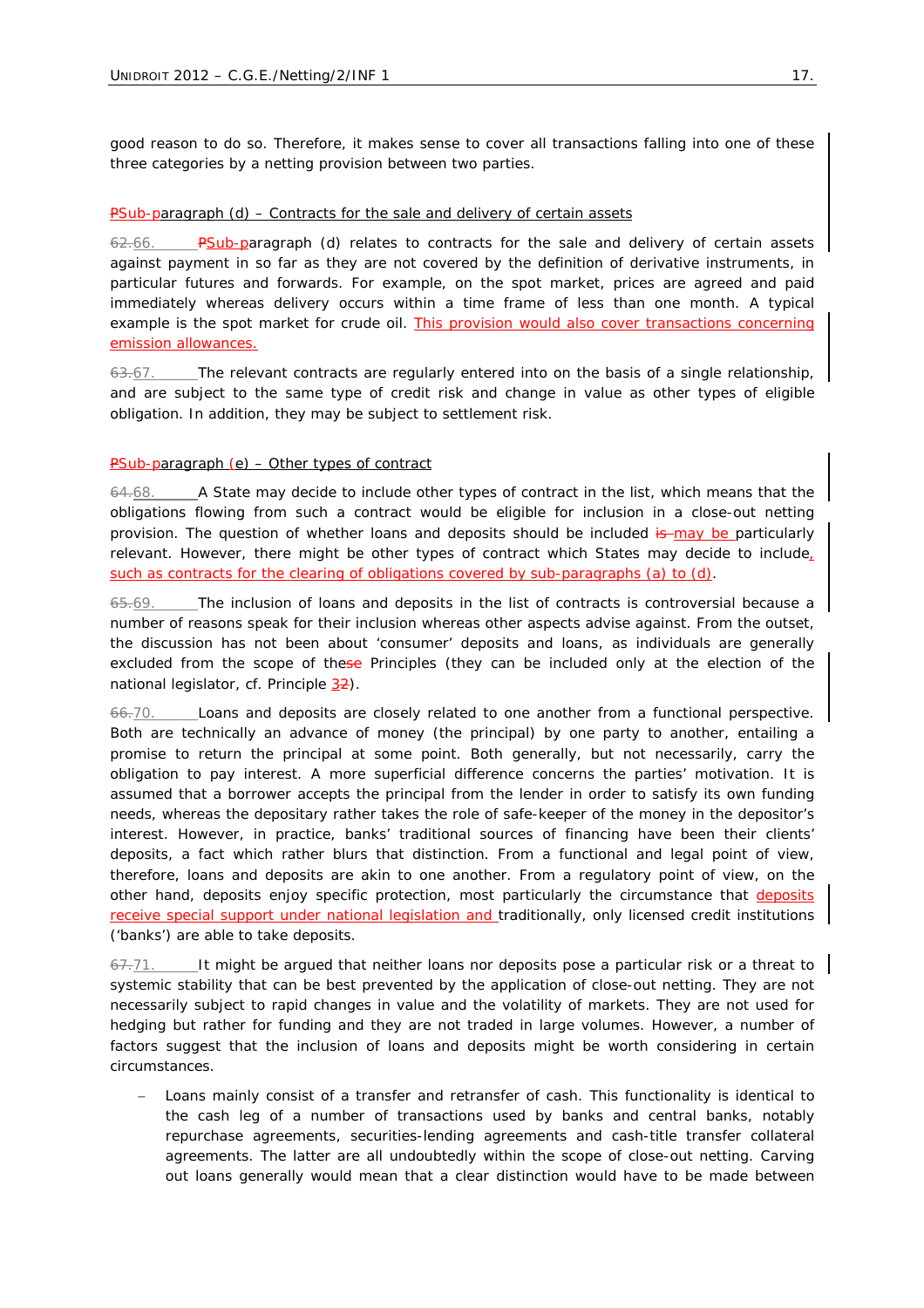good reason to do so. Therefore, it makes sense to cover all transactions falling into one of these three categories by a netting provision between two parties.

PSub-paragraph (d) – Contracts for the sale and delivery of certain assets

62.66. PSub-paragraph (d) relates to contracts for the sale and delivery of certain assets against payment in so far as they are not covered by the definition of derivative instruments, in particular futures and forwards. For example, on the spot market, prices are agreed and paid immediately whereas delivery occurs within a time frame of less than one month. A typical example is the spot market for crude oil. This provision would also cover transactions concerning emission allowances.

63.67. The relevant contracts are regularly entered into on the basis of a single relationship, and are subject to the same type of credit risk and change in value as other types of eligible obligation. In addition, they may be subject to settlement risk.

PSub-paragraph (e) – Other types of contract

64.68. A State may decide to include other types of contract in the list, which means that the obligations flowing from such a contract would be eligible for inclusion in a close-out netting provision. The question of whether loans and deposits should be included is may be particularly relevant. However, there might be other types of contract which States may decide to include, such as contracts for the clearing of obligations covered by sub-paragraphs (a) to (d).

65.69. The inclusion of loans and deposits in the list of contracts is controversial because a number of reasons speak for their inclusion whereas other aspects advise against. From the outset, the discussion has not been about 'consumer' deposits and loans, as individuals are generally excluded from the scope of thesese Principles (they can be included only at the election of the national legislator, cf. Principle 32).

66.70. Loans and deposits are closely related to one another from a functional perspective. Both are technically an advance of money (the principal) by one party to another, entailing a promise to return the principal at some point. Both generally, but not necessarily, carry the obligation to pay interest. A more superficial difference concerns the parties' motivation. It is assumed that a borrower accepts the principal from the lender in order to satisfy its own funding needs, whereas the depositary rather takes the role of safe-keeper of the money in the depositor's interest. However, in practice, banks' traditional sources of financing have been their clients' deposits, a fact which rather blurs that distinction. From a functional and legal point of view, therefore, loans and deposits are akin to one another. From a regulatory point of view, on the other hand, deposits enjoy specific protection, most particularly the circumstance that deposits receive special support under national legislation and traditionally, only licensed credit institutions ('banks') are able to take deposits.

67.71. It might be argued that neither loans nor deposits pose a particular risk or a threat to systemic stability that can be best prevented by the application of close-out netting. They are not necessarily subject to rapid changes in value and the volatility of markets. They are not used for hedging but rather for funding and they are not traded in large volumes. However, a number of factors suggest that the inclusion of loans and deposits might be worth considering in certain circumstances.

– Loans mainly consist of a transfer and retransfer of cash. This functionality is identical to the cash leg of a number of transactions used by banks and central banks, notably repurchase agreements, securities-lending agreements and cash-title transfer collateral agreements. The latter are all undoubtedly within the scope of close-out netting. Carving out loans generally would mean that a clear distinction would have to be made between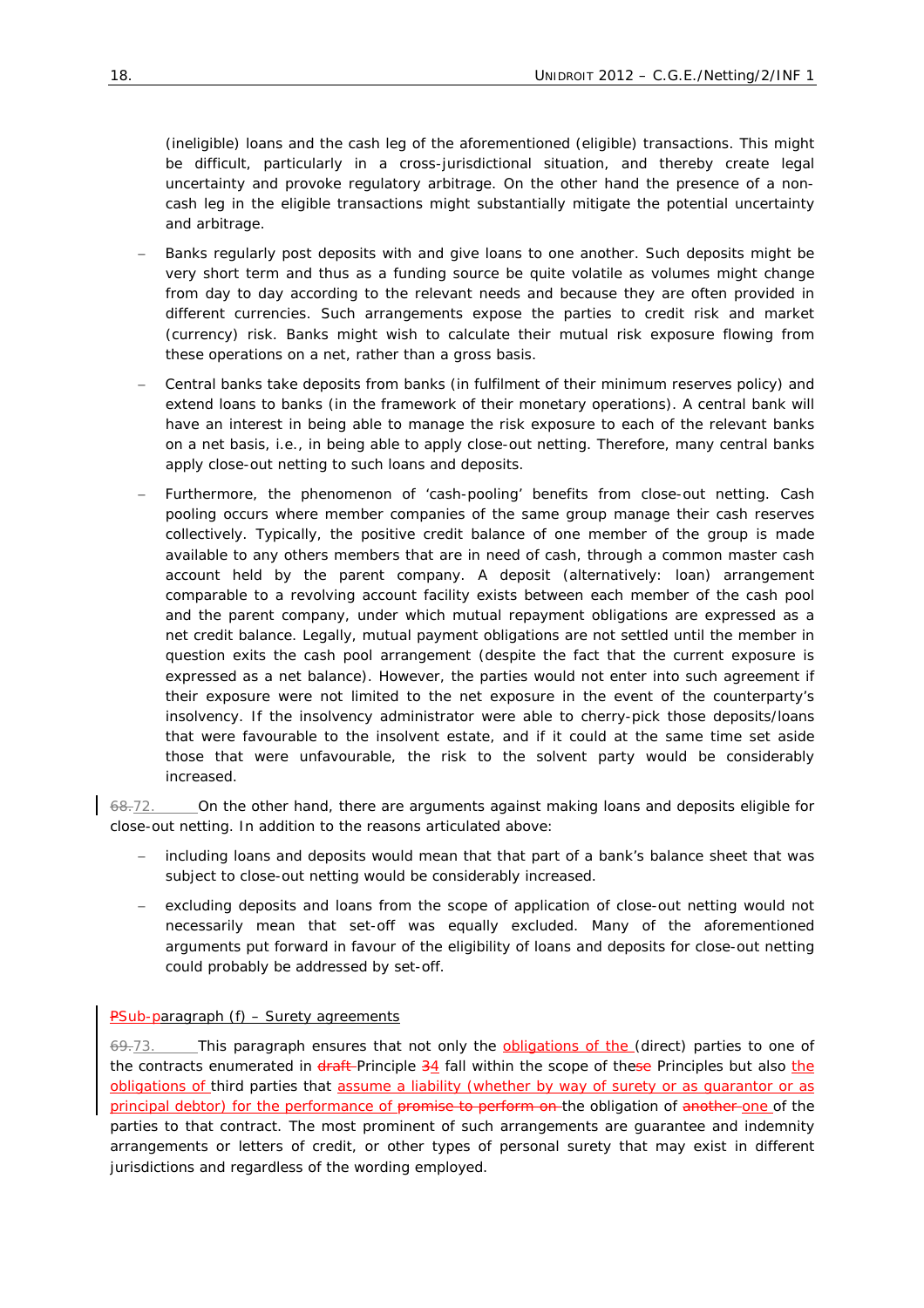(ineligible) loans and the cash leg of the aforementioned (eligible) transactions. This might be difficult, particularly in a cross-jurisdictional situation, and thereby create legal uncertainty and provoke regulatory arbitrage. On the other hand the presence of a non-cash leg in the eligible transactions might substantially mitigate the potential uncertainty and arbitrage.

- Banks regularly post deposits with and give loans to one another. Such deposits might be very short term and thus as a funding source be quite volatile as volumes might change from day to day according to the relevant needs and because they are often provided in different currencies. Such arrangements expose the parties to credit risk and market (currency) risk. Banks might wish to calculate their mutual risk exposure flowing from these operations on a net, rather than a gross basis.

- Central banks take deposits from banks (in fulfilment of their minimum reserves policy) and extend loans to banks (in the framework of their monetary operations). A central bank will have an interest in being able to manage the risk exposure to each of the relevant banks on a net basis, i.e., in being able to apply close-out netting. Therefore, many central banks apply close-out netting to such loans and deposits.

- Furthermore, the phenomenon of 'cash-pooling' benefits from close-out netting. Cash pooling occurs where member companies of the same group manage their cash reserves collectively. Typically, the positive credit balance of one member of the group is made available to any others members that are in need of cash, through a common master cash account held by the parent company. A deposit (alternatively: loan) arrangement comparable to a revolving account facility exists between each member of the cash pool and the parent company, under which mutual repayment obligations are expressed as a net credit balance. Legally, mutual payment obligations are not settled until the member in question exits the cash pool arrangement (despite the fact that the current exposure is expressed as a net balance). However, the parties would not enter into such agreement if their exposure were not limited to the net exposure in the event of the counterparty's insolvency. If the insolvency administrator were able to cherry-pick those deposits/loans that were favourable to the insolvent estate, and if it could at the same time set aside those that were unfavourable, the risk to the solvent party would be considerably increased.

~~68.~~72. On the other hand, there are arguments against making loans and deposits eligible for close-out netting. In addition to the reasons articulated above:

- including loans and deposits would mean that that part of a bank's balance sheet that was subject to close-out netting would be considerably increased.

- excluding deposits and loans from the scope of application of close-out netting would not necessarily mean that set-off was equally excluded. Many of the aforementioned arguments put forward in favour of the eligibility of loans and deposits for close-out netting could probably be addressed by set-off.

~~P~~Sub-paragraph (f) – Surety agreements

~~69.~~73. This paragraph ensures that not only the obligations of the (direct) parties to one of the contracts enumerated in ~~draft~~ Principle ~~3~~4 fall within the scope of the~~se~~ Principles but also the obligations of third parties that assume a liability (whether by way of surety or as guarantor or as principal debtor) for the performance of ~~promise to perform on~~ the obligation of ~~another~~ one of the parties to that contract. The most prominent of such arrangements are guarantee and indemnity arrangements or letters of credit, or other types of personal surety that may exist in different jurisdictions and regardless of the wording employed.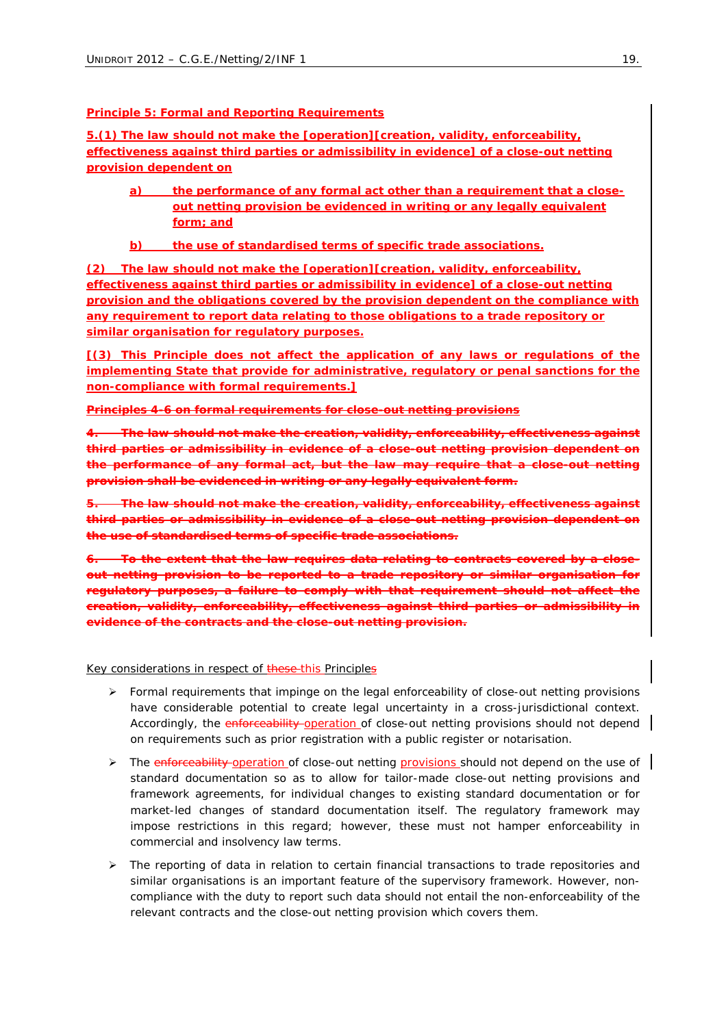**Principle 5: Formal and Reporting Requirements**

**5.(1) The law should not make the [operation][creation, validity, enforceability, effectiveness against third parties or admissibility in evidence] of a close-out netting provision dependent on**

> **a) the performance of any formal act other than a requirement that a close-out netting provision be evidenced in writing or any legally equivalent form; and**
>
> **b) the use of standardised terms of specific trade associations.**

**(2) The law should not make the [operation][creation, validity, enforceability, effectiveness against third parties or admissibility in evidence] of a close-out netting provision and the obligations covered by the provision dependent on the compliance with any requirement to report data relating to those obligations to a trade repository or similar organisation for regulatory purposes.**

**[(3) This Principle does not affect the application of any laws or regulations of the implementing State that provide for administrative, regulatory or penal sanctions for the non-compliance with formal requirements.]**

~~**Principles 4-6 on formal requirements for close-out netting provisions**~~

~~**4. The law should not make the creation, validity, enforceability, effectiveness against third parties or admissibility in evidence of a close-out netting provision dependent on the performance of any formal act, but the law may require that a close-out netting provision shall be evidenced in writing or any legally equivalent form.**~~

~~**5. The law should not make the creation, validity, enforceability, effectiveness against third parties or admissibility in evidence of a close-out netting provision dependent on the use of standardised terms of specific trade associations.**~~

~~**6. To the extent that the law requires data relating to contracts covered by a close-out netting provision to be reported to a trade repository or similar organisation for regulatory purposes, a failure to comply with that requirement should not affect the creation, validity, enforceability, effectiveness against third parties or admissibility in evidence of the contracts and the close-out netting provision.**~~

Key considerations in respect of ~~these~~ this Principles

- Formal requirements that impinge on the legal enforceability of close-out netting provisions have considerable potential to create legal uncertainty in a cross-jurisdictional context. Accordingly, the ~~enforceability~~ operation of close-out netting provisions should not depend on requirements such as prior registration with a public register or notarisation.
- The ~~enforceability~~ operation of close-out netting provisions should not depend on the use of standard documentation so as to allow for tailor-made close-out netting provisions and framework agreements, for individual changes to existing standard documentation or for market-led changes of standard documentation itself. The regulatory framework may impose restrictions in this regard; however, these must not hamper enforceability in commercial and insolvency law terms.
- The reporting of data in relation to certain financial transactions to trade repositories and similar organisations is an important feature of the supervisory framework. However, non-compliance with the duty to report such data should not entail the non-enforceability of the relevant contracts and the close-out netting provision which covers them.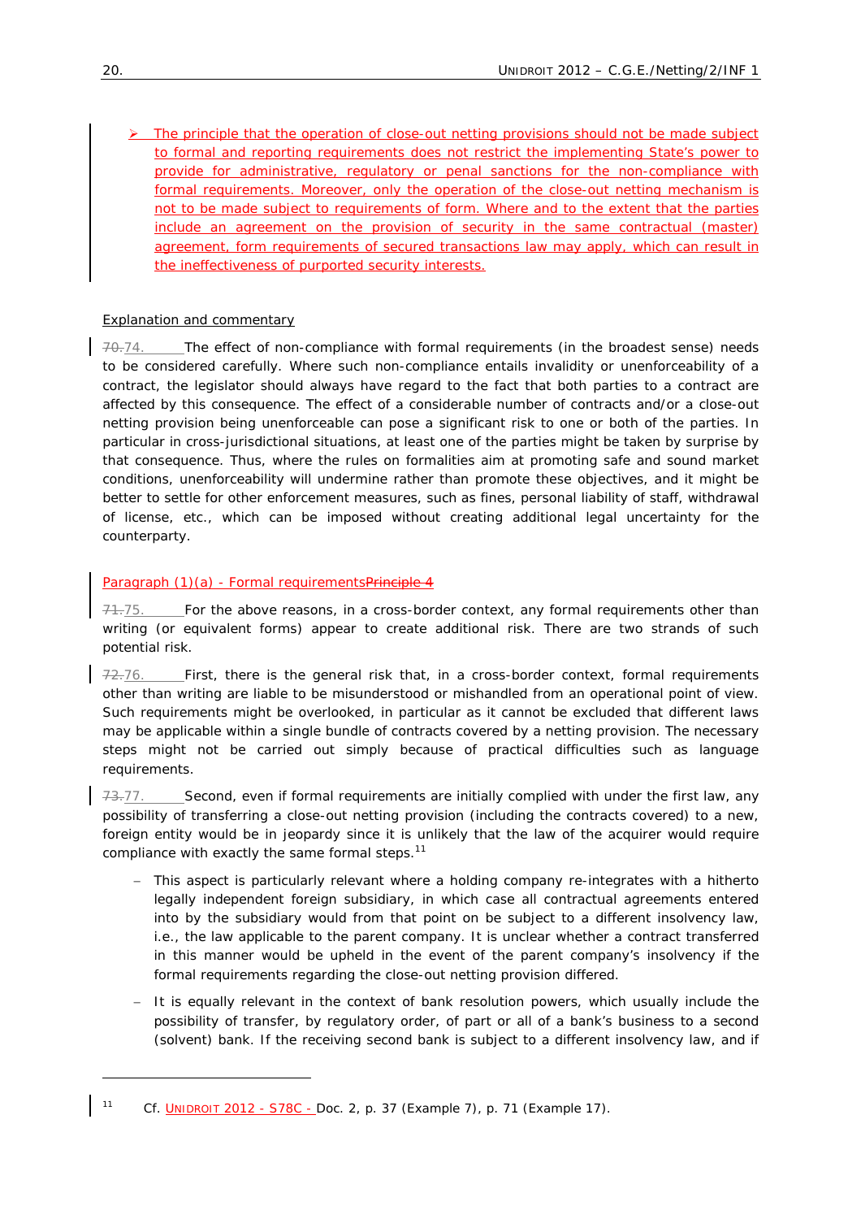➢ The principle that the operation of close-out netting provisions should not be made subject to formal and reporting requirements does not restrict the implementing State's power to provide for administrative, regulatory or penal sanctions for the non-compliance with formal requirements. Moreover, only the operation of the close-out netting mechanism is not to be made subject to requirements of form. Where and to the extent that the parties include an agreement on the provision of security in the same contractual (master) agreement, form requirements of secured transactions law may apply, which can result in the ineffectiveness of purported security interests.

Explanation and commentary

~~70.~~74. The effect of non-compliance with formal requirements (in the broadest sense) needs to be considered carefully. Where such non-compliance entails invalidity or unenforceability of a contract, the legislator should always have regard to the fact that both parties to a contract are affected by this consequence. The effect of a considerable number of contracts and/or a close-out netting provision being unenforceable can pose a significant risk to one or both of the parties. In particular in cross-jurisdictional situations, at least one of the parties might be taken by surprise by that consequence. Thus, where the rules on formalities aim at promoting safe and sound market conditions, unenforceability will undermine rather than promote these objectives, and it might be better to settle for other enforcement measures, such as fines, personal liability of staff, withdrawal of license, etc., which can be imposed without creating additional legal uncertainty for the counterparty.

Paragraph (1)(a) - Formal requirements~~Principle 4~~

~~71.~~75. For the above reasons, in a cross-border context, any formal requirements other than writing (or equivalent forms) appear to create additional risk. There are two strands of such potential risk.

~~72.~~76. First, there is the general risk that, in a cross-border context, formal requirements other than writing are liable to be misunderstood or mishandled from an operational point of view. Such requirements might be overlooked, in particular as it cannot be excluded that different laws may be applicable within a single bundle of contracts covered by a netting provision. The necessary steps might not be carried out simply because of practical difficulties such as language requirements.

~~73.~~77. Second, even if formal requirements are initially complied with under the first law, any possibility of transferring a close-out netting provision (including the contracts covered) to a new, foreign entity would be in jeopardy since it is unlikely that the law of the acquirer would require compliance with exactly the same formal steps.[11]

- This aspect is particularly relevant where a holding company re-integrates with a hitherto legally independent foreign subsidiary, in which case all contractual agreements entered into by the subsidiary would from that point on be subject to a different insolvency law, i.e., the law applicable to the parent company. It is unclear whether a contract transferred in this manner would be upheld in the event of the parent company's insolvency if the formal requirements regarding the close-out netting provision differed.
- It is equally relevant in the context of bank resolution powers, which usually include the possibility of transfer, by regulatory order, of part or all of a bank's business to a second (solvent) bank. If the receiving second bank is subject to a different insolvency law, and if

[11] Cf. UNIDROIT 2012 - S78C - Doc. 2, p. 37 (Example 7), p. 71 (Example 17).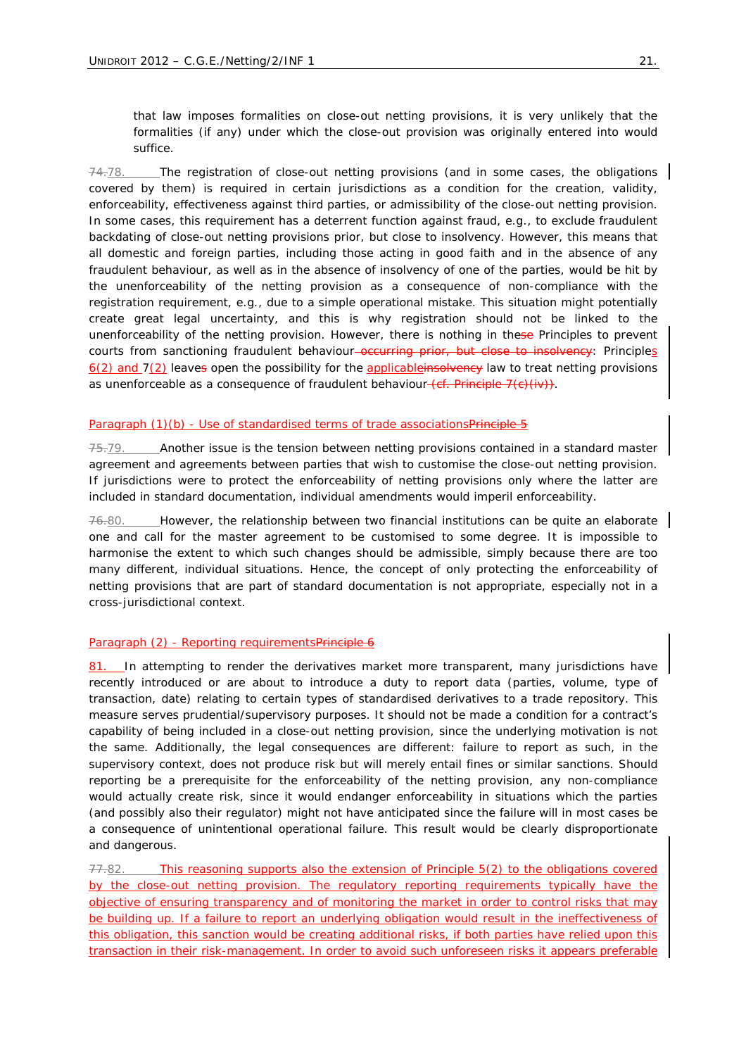that law imposes formalities on close-out netting provisions, it is very unlikely that the formalities (if any) under which the close-out provision was originally entered into would suffice.

~~74.~~78. The registration of close-out netting provisions (and in some cases, the obligations covered by them) is required in certain jurisdictions as a condition for the creation, validity, enforceability, effectiveness against third parties, or admissibility of the close-out netting provision. In some cases, this requirement has a deterrent function against fraud, e.g., to exclude fraudulent backdating of close-out netting provisions prior, but close to insolvency. However, this means that all domestic and foreign parties, including those acting in good faith and in the absence of any fraudulent behaviour, as well as in the absence of insolvency of one of the parties, would be hit by the unenforceability of the netting provision as a consequence of non-compliance with the registration requirement, e.g., due to a simple operational mistake. This situation might potentially create great legal uncertainty, and this is why registration should not be linked to the unenforceability of the netting provision. However, there is nothing in the~~se~~ Principles to prevent courts from sanctioning fraudulent behaviour~~ occurring prior, but close to insolvency~~: Principles 6(2) and 7(2) leave~~s~~ open the possibility for the applicable~~insolvency~~ law to treat netting provisions as unenforceable as a consequence of fraudulent behaviour~~ (cf. Principle 7(c)(iv))~~.

#### Paragraph (1)(b) - Use of standardised terms of trade associations~~Principle 5~~

~~75.~~79. Another issue is the tension between netting provisions contained in a standard master agreement and agreements between parties that wish to customise the close-out netting provision. If jurisdictions were to protect the enforceability of netting provisions only where the latter are included in standard documentation, individual amendments would imperil enforceability.

~~76.~~80. However, the relationship between two financial institutions can be quite an elaborate one and call for the master agreement to be customised to some degree. It is impossible to harmonise the extent to which such changes should be admissible, simply because there are too many different, individual situations. Hence, the concept of only protecting the enforceability of netting provisions that are part of standard documentation is not appropriate, especially not in a cross-jurisdictional context.

#### Paragraph (2) - Reporting requirements~~Principle 6~~

81. In attempting to render the derivatives market more transparent, many jurisdictions have recently introduced or are about to introduce a duty to report data (parties, volume, type of transaction, date) relating to certain types of standardised derivatives to a trade repository. This measure serves prudential/supervisory purposes. It should not be made a condition for a contract's capability of being included in a close-out netting provision, since the underlying motivation is not the same. Additionally, the legal consequences are different: failure to report as such, in the supervisory context, does not produce risk but will merely entail fines or similar sanctions. Should reporting be a prerequisite for the enforceability of the netting provision, any non-compliance would actually create risk, since it would endanger enforceability in situations which the parties (and possibly also their regulator) might not have anticipated since the failure will in most cases be a consequence of unintentional operational failure. This result would be clearly disproportionate and dangerous.

~~77.~~82. This reasoning supports also the extension of Principle 5(2) to the obligations covered by the close-out netting provision. The regulatory reporting requirements typically have the objective of ensuring transparency and of monitoring the market in order to control risks that may be building up. If a failure to report an underlying obligation would result in the ineffectiveness of this obligation, this sanction would be creating additional risks, if both parties have relied upon this transaction in their risk-management. In order to avoid such unforeseen risks it appears preferable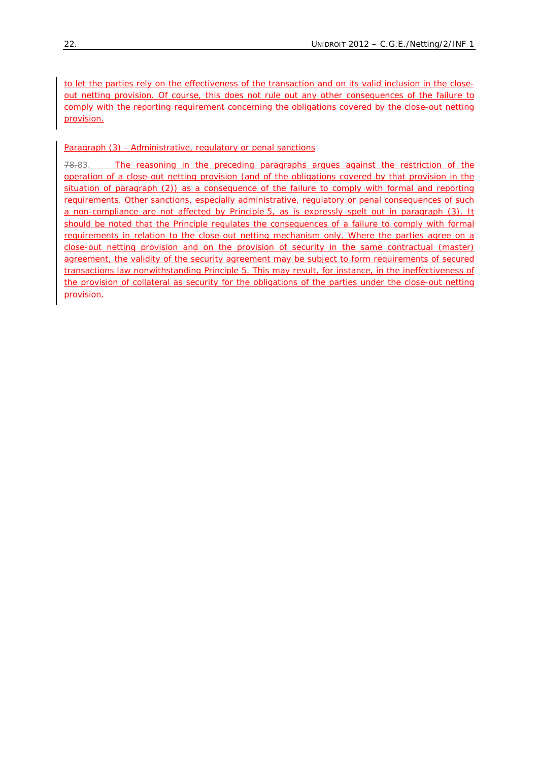to let the parties rely on the effectiveness of the transaction and on its valid inclusion in the close-out netting provision. Of course, this does not rule out any other consequences of the failure to comply with the reporting requirement concerning the obligations covered by the close-out netting provision.

Paragraph (3) - Administrative, regulatory or penal sanctions

~~78.~~83. The reasoning in the preceding paragraphs argues against the restriction of the operation of a close-out netting provision (and of the obligations covered by that provision in the situation of paragraph (2)) as a consequence of the failure to comply with formal and reporting requirements. Other sanctions, especially administrative, regulatory or penal consequences of such a non-compliance are not affected by Principle 5, as is expressly spelt out in paragraph (3). It should be noted that the Principle regulates the consequences of a failure to comply with formal requirements in relation to the close-out netting mechanism only. Where the parties agree on a close-out netting provision and on the provision of security in the same contractual (master) agreement, the validity of the security agreement may be subject to form requirements of secured transactions law nonwithstanding Principle 5. This may result, for instance, in the ineffectiveness of the provision of collateral as security for the obligations of the parties under the close-out netting provision.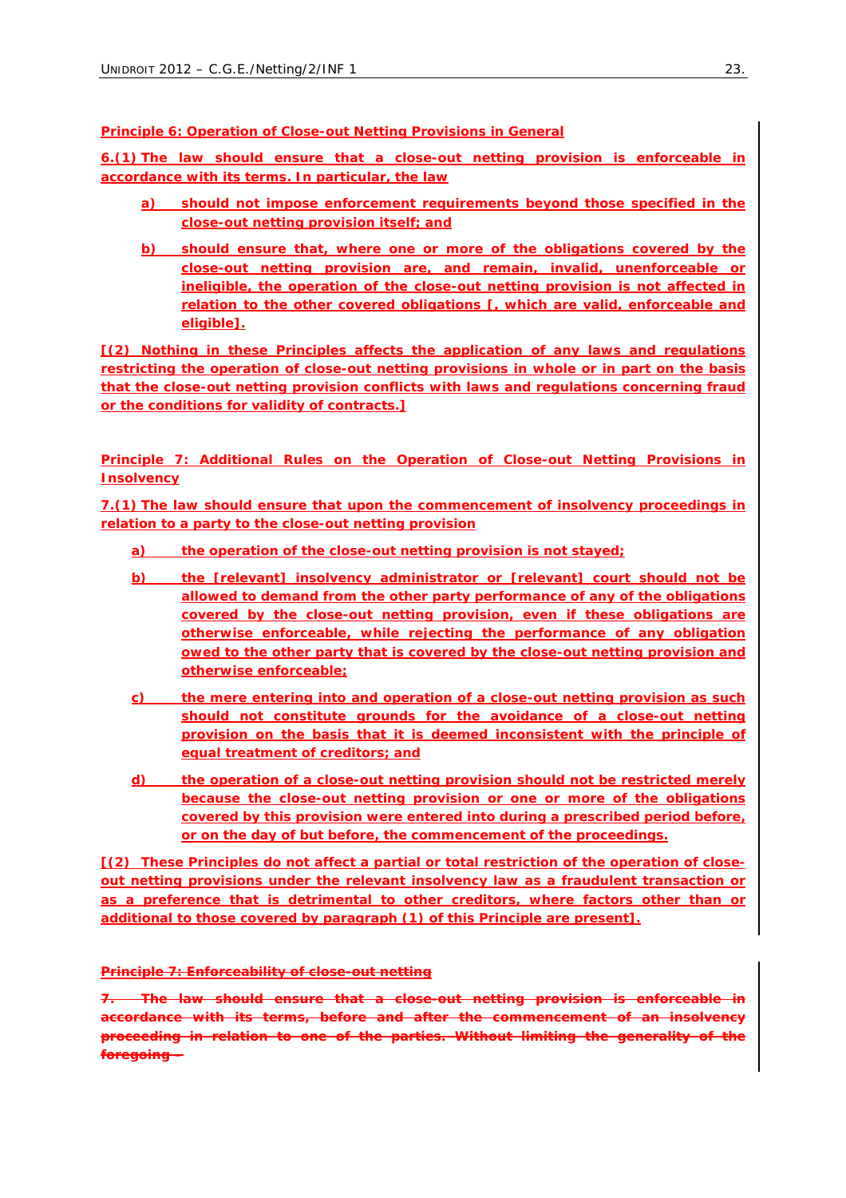**Principle 6: Operation of Close-out Netting Provisions in General**

**6.(1) The law should ensure that a close-out netting provision is enforceable in accordance with its terms. In particular, the law**

- **a) should not impose enforcement requirements beyond those specified in the close-out netting provision itself; and**
- **b) should ensure that, where one or more of the obligations covered by the close-out netting provision are, and remain, invalid, unenforceable or ineligible, the operation of the close-out netting provision is not affected in relation to the other covered obligations [, which are valid, enforceable and eligible].**

**[(2) Nothing in these Principles affects the application of any laws and regulations restricting the operation of close-out netting provisions in whole or in part on the basis that the close-out netting provision conflicts with laws and regulations concerning fraud or the conditions for validity of contracts.]**

**Principle 7: Additional Rules on the Operation of Close-out Netting Provisions in Insolvency**

**7.(1) The law should ensure that upon the commencement of insolvency proceedings in relation to a party to the close-out netting provision**

- **a) the operation of the close-out netting provision is not stayed;**
- **b) the [relevant] insolvency administrator or [relevant] court should not be allowed to demand from the other party performance of any of the obligations covered by the close-out netting provision, even if these obligations are otherwise enforceable, while rejecting the performance of any obligation owed to the other party that is covered by the close-out netting provision and otherwise enforceable;**
- **c) the mere entering into and operation of a close-out netting provision as such should not constitute grounds for the avoidance of a close-out netting provision on the basis that it is deemed inconsistent with the principle of equal treatment of creditors; and**
- **d) the operation of a close-out netting provision should not be restricted merely because the close-out netting provision or one or more of the obligations covered by this provision were entered into during a prescribed period before, or on the day of but before, the commencement of the proceedings.**

**[(2) These Principles do not affect a partial or total restriction of the operation of close-out netting provisions under the relevant insolvency law as a fraudulent transaction or as a preference that is detrimental to other creditors, where factors other than or additional to those covered by paragraph (1) of this Principle are present].**

~~**Principle 7: Enforceability of close-out netting**~~

~~**7. The law should ensure that a close-out netting provision is enforceable in accordance with its terms, before and after the commencement of an insolvency proceeding in relation to one of the parties. Without limiting the generality of the foregoing –**~~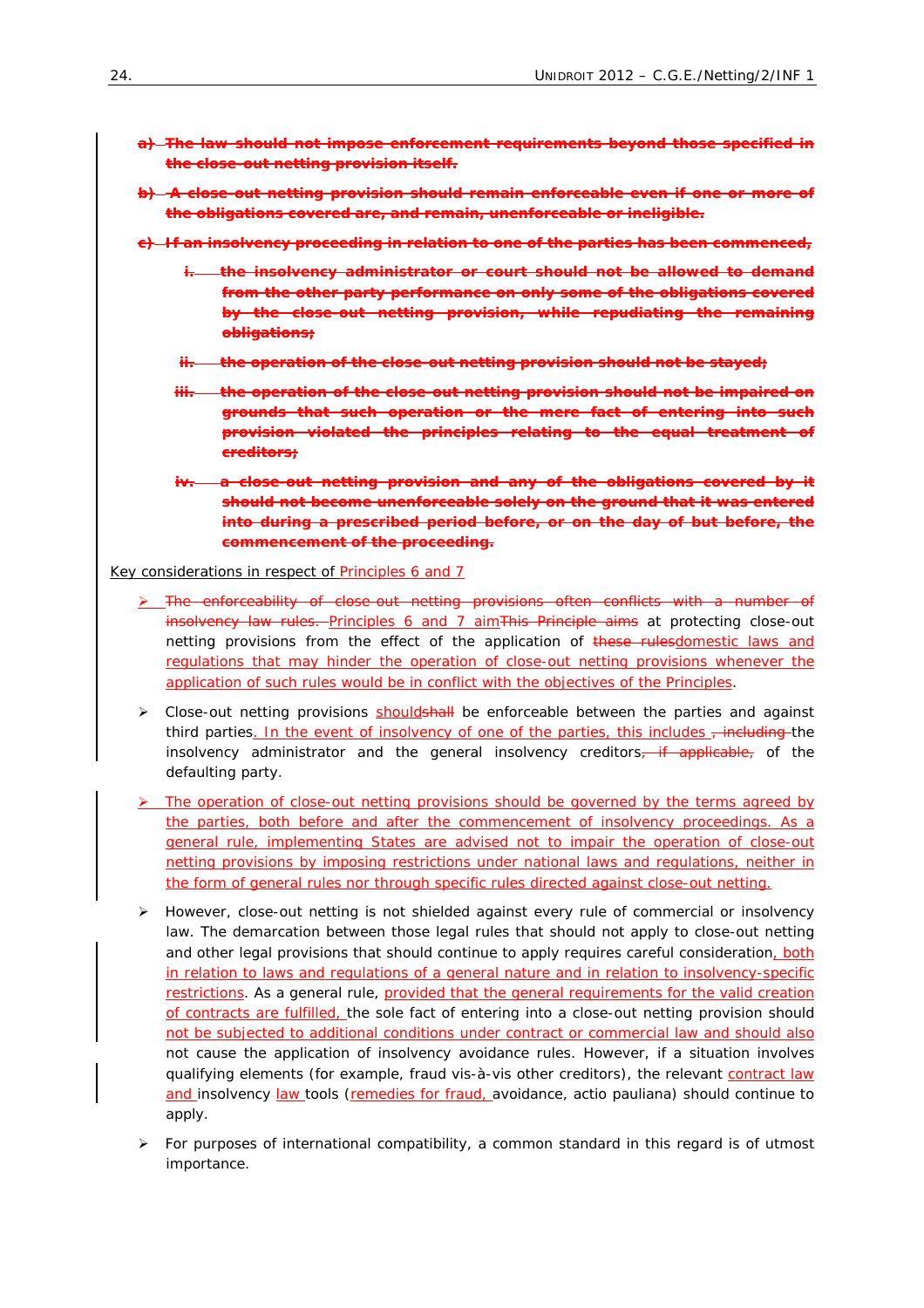~~**a) The law should not impose enforcement requirements beyond those specified in the close-out netting provision itself.**~~

~~**b) A close-out netting provision should remain enforceable even if one or more of the obligations covered are, and remain, unenforceable or ineligible.**~~

~~**c) If an insolvency proceeding in relation to one of the parties has been commenced,**~~

~~**i. the insolvency administrator or court should not be allowed to demand from the other party performance on only some of the obligations covered by the close-out netting provision, while repudiating the remaining obligations;**~~

~~**ii. the operation of the close-out netting provision should not be stayed;**~~

~~**iii. the operation of the close-out netting provision should not be impaired on grounds that such operation or the mere fact of entering into such provision violated the principles relating to the equal treatment of creditors;**~~

~~**iv. a close-out netting provision and any of the obligations covered by it should not become unenforceable solely on the ground that it was entered into during a prescribed period before, or on the day of but before, the commencement of the proceeding.**~~

Key considerations in respect of Principles 6 and 7

- ~~The enforceability of close-out netting provisions often conflicts with a number of insolvency law rules.~~ Principles 6 and 7 aim~~This Principle aims~~ at protecting close-out netting provisions from the effect of the application of ~~these rules~~domestic laws and regulations that may hinder the operation of close-out netting provisions whenever the application of such rules would be in conflict with the objectives of the Principles.

- Close-out netting provisions should~~shall~~ be enforceable between the parties and against third parties. In the event of insolvency of one of the parties, this includes ~~, including~~ the insolvency administrator and the general insolvency creditors~~, if applicable,~~ of the defaulting party.

- The operation of close-out netting provisions should be governed by the terms agreed by the parties, both before and after the commencement of insolvency proceedings. As a general rule, implementing States are advised not to impair the operation of close-out netting provisions by imposing restrictions under national laws and regulations, neither in the form of general rules nor through specific rules directed against close-out netting.

- However, close-out netting is not shielded against every rule of commercial or insolvency law. The demarcation between those legal rules that should not apply to close-out netting and other legal provisions that should continue to apply requires careful consideration, both in relation to laws and regulations of a general nature and in relation to insolvency-specific restrictions. As a general rule, provided that the general requirements for the valid creation of contracts are fulfilled, the sole fact of entering into a close-out netting provision should not be subjected to additional conditions under contract or commercial law and should also not cause the application of insolvency avoidance rules. However, if a situation involves qualifying elements (for example, fraud vis-à-vis other creditors), the relevant contract law and insolvency law tools (remedies for fraud, avoidance, actio pauliana) should continue to apply.

- For purposes of international compatibility, a common standard in this regard is of utmost importance.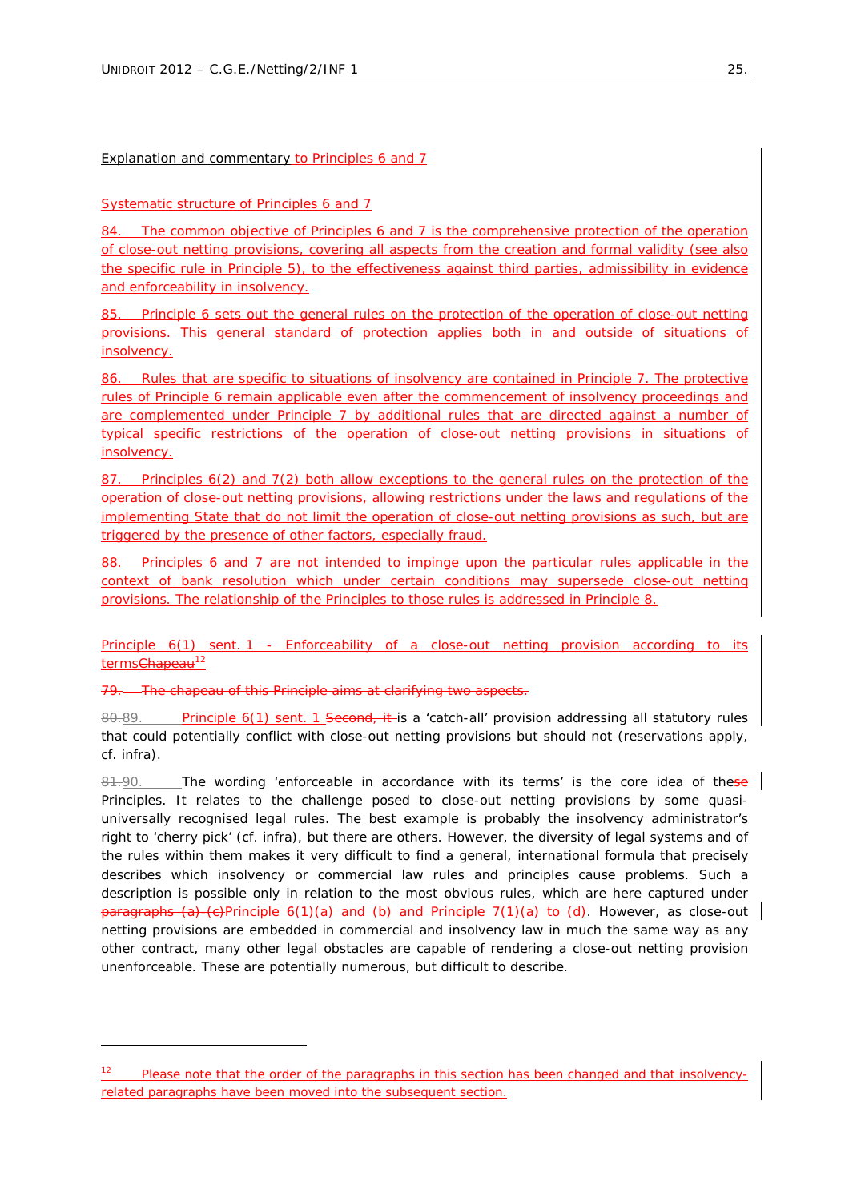Explanation and commentary to Principles 6 and 7

Systematic structure of Principles 6 and 7

84. The common objective of Principles 6 and 7 is the comprehensive protection of the operation of close-out netting provisions, covering all aspects from the creation and formal validity (see also the specific rule in Principle 5), to the effectiveness against third parties, admissibility in evidence and enforceability in insolvency.

85. Principle 6 sets out the general rules on the protection of the operation of close-out netting provisions. This general standard of protection applies both in and outside of situations of insolvency.

86. Rules that are specific to situations of insolvency are contained in Principle 7. The protective rules of Principle 6 remain applicable even after the commencement of insolvency proceedings and are complemented under Principle 7 by additional rules that are directed against a number of typical specific restrictions of the operation of close-out netting provisions in situations of insolvency.

87. Principles 6(2) and 7(2) both allow exceptions to the general rules on the protection of the operation of close-out netting provisions, allowing restrictions under the laws and regulations of the implementing State that do not limit the operation of close-out netting provisions as such, but are triggered by the presence of other factors, especially fraud.

88. Principles 6 and 7 are not intended to impinge upon the particular rules applicable in the context of bank resolution which under certain conditions may supersede close-out netting provisions. The relationship of the Principles to those rules is addressed in Principle 8.

Principle 6(1) sent. 1 - Enforceability of a close-out netting provision according to its ~~Chapeau~~terms[12]

~~79. The chapeau of this Principle aims at clarifying two aspects.~~

~~80.~~89. Principle 6(1) sent. 1 ~~Second, it~~ is a 'catch-all' provision addressing all statutory rules that could potentially conflict with close-out netting provisions but should not (reservations apply, cf. infra).

~~81.~~90. The wording 'enforceable in accordance with its terms' is the core idea of these Principles. It relates to the challenge posed to close-out netting provisions by some quasi-universally recognised legal rules. The best example is probably the insolvency administrator's right to 'cherry pick' (cf. infra), but there are others. However, the diversity of legal systems and of the rules within them makes it very difficult to find a general, international formula that precisely describes which insolvency or commercial law rules and principles cause problems. Such a description is possible only in relation to the most obvious rules, which are here captured under ~~paragraphs (a)-(c)~~Principle 6(1)(a) and (b) and Principle 7(1)(a) to (d). However, as close-out netting provisions are embedded in commercial and insolvency law in much the same way as any other contract, many other legal obstacles are capable of rendering a close-out netting provision unenforceable. These are potentially numerous, but difficult to describe.

---

[12] Please note that the order of the paragraphs in this section has been changed and that insolvency-related paragraphs have been moved into the subsequent section.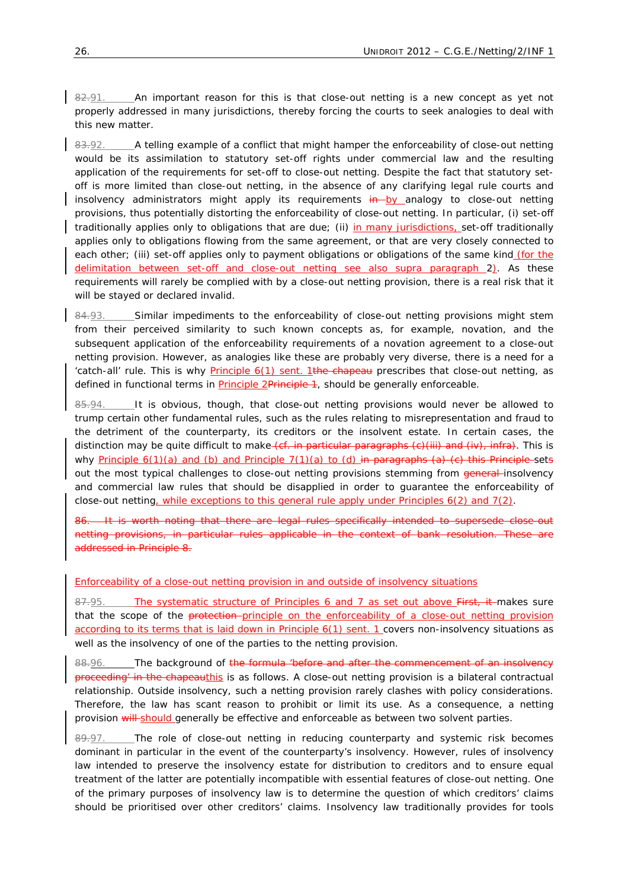~~82.~~91. An important reason for this is that close-out netting is a new concept as yet not properly addressed in many jurisdictions, thereby forcing the courts to seek analogies to deal with this new matter.

~~83.~~92. A telling example of a conflict that might hamper the enforceability of close-out netting would be its assimilation to statutory set-off rights under commercial law and the resulting application of the requirements for set-off to close-out netting. Despite the fact that statutory set-off is more limited than close-out netting, in the absence of any clarifying legal rule courts and insolvency administrators might apply its requirements ~~in~~ by analogy to close-out netting provisions, thus potentially distorting the enforceability of close-out netting. In particular, (i) set-off traditionally applies only to obligations that are due; (ii) in many jurisdictions, set-off traditionally applies only to obligations flowing from the same agreement, or that are very closely connected to each other; (iii) set-off applies only to payment obligations or obligations of the same kind (for the delimitation between set-off and close-out netting see also supra paragraph 2). As these requirements will rarely be complied with by a close-out netting provision, there is a real risk that it will be stayed or declared invalid.

~~84.~~93. Similar impediments to the enforceability of close-out netting provisions might stem from their perceived similarity to such known concepts as, for example, novation, and the subsequent application of the enforceability requirements of a novation agreement to a close-out netting provision. However, as analogies like these are probably very diverse, there is a need for a 'catch-all' rule. This is why Principle 6(1) sent. 1~~the chapeau~~ prescribes that close-out netting, as defined in functional terms in Principle 2~~Principle 1~~, should be generally enforceable.

~~85.~~94. It is obvious, though, that close-out netting provisions would never be allowed to trump certain other fundamental rules, such as the rules relating to misrepresentation and fraud to the detriment of the counterparty, its creditors or the insolvent estate. In certain cases, the distinction may be quite difficult to make~~(cf. in particular paragraphs (c)(iii) and (iv), infra)~~. This is why Principle 6(1)(a) and (b) and Principle 7(1)(a) to (d) ~~in paragraphs (a)-(c) this Principle~~ sets out the most typical challenges to close-out netting provisions stemming from ~~general~~ insolvency and commercial law rules that should be disapplied in order to guarantee the enforceability of close-out netting, while exceptions to this general rule apply under Principles 6(2) and 7(2).

~~86. It is worth noting that there are legal rules specifically intended to supersede close-out netting provisions, in particular rules applicable in the context of bank resolution. These are addressed in Principle 8.~~

Enforceability of a close-out netting provision in and outside of insolvency situations

~~87.~~95. The systematic structure of Principles 6 and 7 as set out above ~~First, it~~ makes sure that the scope of the ~~protection~~ principle on the enforceability of a close-out netting provision according to its terms that is laid down in Principle 6(1) sent. 1 covers non-insolvency situations as well as the insolvency of one of the parties to the netting provision.

~~88.~~96. The background of ~~the formula 'before and after the commencement of an insolvency proceeding' in the chapeau~~this is as follows. A close-out netting provision is a bilateral contractual relationship. Outside insolvency, such a netting provision rarely clashes with policy considerations. Therefore, the law has scant reason to prohibit or limit its use. As a consequence, a netting provision ~~will~~ should generally be effective and enforceable as between two solvent parties.

~~89.~~97. The role of close-out netting in reducing counterparty and systemic risk becomes dominant in particular in the event of the counterparty's insolvency. However, rules of insolvency law intended to preserve the insolvency estate for distribution to creditors and to ensure equal treatment of the latter are potentially incompatible with essential features of close-out netting. One of the primary purposes of insolvency law is to determine the question of which creditors' claims should be prioritised over other creditors' claims. Insolvency law traditionally provides for tools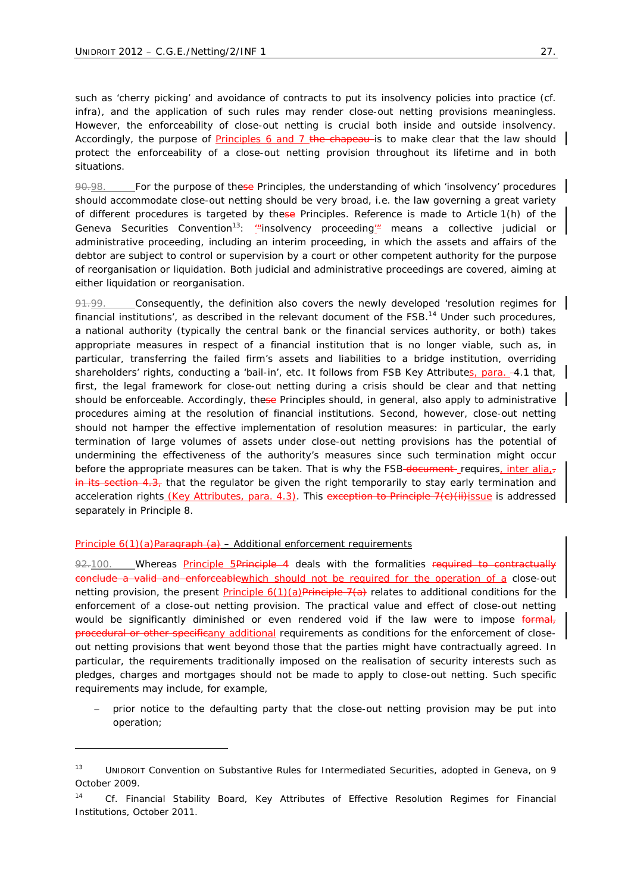such as 'cherry picking' and avoidance of contracts to put its insolvency policies into practice (cf. infra), and the application of such rules may render close-out netting provisions meaningless. However, the enforceability of close-out netting is crucial both inside and outside insolvency. Accordingly, the purpose of Principles 6 and 7 ~~the chapeau~~ is to make clear that the law should protect the enforceability of a close-out netting provision throughout its lifetime and in both situations.

~~90.~~98. For the purpose of the~~se~~ Principles, the understanding of which 'insolvency' procedures should accommodate close-out netting should be very broad, i.e. the law governing a great variety of different procedures is targeted by the~~se~~ Principles. Reference is made to Article 1(h) of the Geneva Securities Convention[13]: '~~"~~insolvency proceeding'~~"~~ means a collective judicial or administrative proceeding, including an interim proceeding, in which the assets and affairs of the debtor are subject to control or supervision by a court or other competent authority for the purpose of reorganisation or liquidation. Both judicial and administrative proceedings are covered, aiming at either liquidation or reorganisation.

~~91.~~99. Consequently, the definition also covers the newly developed 'resolution regimes for financial institutions', as described in the relevant document of the FSB.[14] Under such procedures, a national authority (typically the central bank or the financial services authority, or both) takes appropriate measures in respect of a financial institution that is no longer viable, such as, in particular, transferring the failed firm's assets and liabilities to a bridge institution, overriding shareholders' rights, conducting a 'bail-in', etc. It follows from FSB Key Attributes, para. ~~-~~4.1 that, first, the legal framework for close-out netting during a crisis should be clear and that netting should be enforceable. Accordingly, the~~se~~ Principles should, in general, also apply to administrative procedures aiming at the resolution of financial institutions. Second, however, close-out netting should not hamper the effective implementation of resolution measures: in particular, the early termination of large volumes of assets under close-out netting provisions has the potential of undermining the effectiveness of the authority's measures since such termination might occur before the appropriate measures can be taken. That is why the FSB ~~document~~ requires, inter alia,~~, in its section 4.3,~~ that the regulator be given the right temporarily to stay early termination and acceleration rights (Key Attributes, para. 4.3). This ~~exception to Principle 7(c)(ii)~~issue is addressed separately in Principle 8.

Principle 6(1)(a)~~Paragraph (a)~~ – Additional enforcement requirements

~~92.~~100. Whereas Principle 5~~Principle 4~~ deals with the formalities ~~required to contractually conclude a valid and enforceable~~which should not be required for the operation of a close-out netting provision, the present Principle 6(1)(a)~~Principle 7(a)~~ relates to additional conditions for the enforcement of a close-out netting provision. The practical value and effect of close-out netting would be significantly diminished or even rendered void if the law were to impose ~~formal, procedural or other specific~~any additional requirements as conditions for the enforcement of close-out netting provisions that went beyond those that the parties might have contractually agreed. In particular, the requirements traditionally imposed on the realisation of security interests such as pledges, charges and mortgages should not be made to apply to close-out netting. Such specific requirements may include, for example,

- prior notice to the defaulting party that the close-out netting provision may be put into operation;

---

[13] UNIDROIT Convention on Substantive Rules for Intermediated Securities, adopted in Geneva, on 9 October 2009.

[14] Cf. Financial Stability Board, Key Attributes of Effective Resolution Regimes for Financial Institutions, October 2011.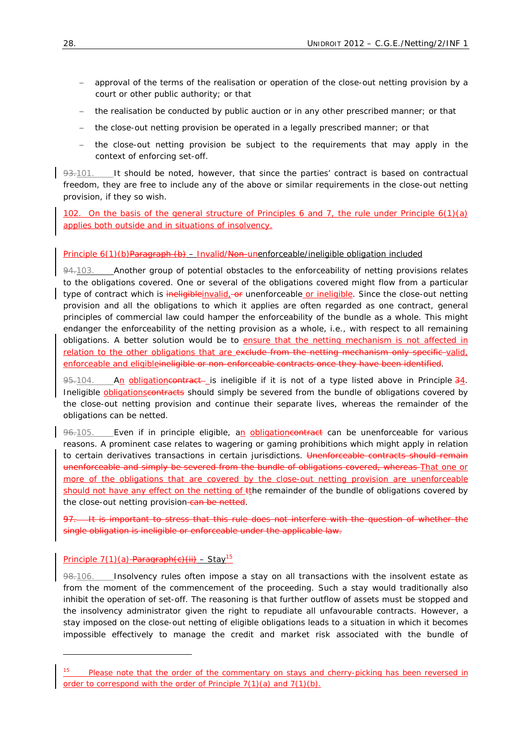- approval of the terms of the realisation or operation of the close-out netting provision by a court or other public authority; or that
- the realisation be conducted by public auction or in any other prescribed manner; or that
- the close-out netting provision be operated in a legally prescribed manner; or that
- the close-out netting provision be subject to the requirements that may apply in the context of enforcing set-off.

~~93.~~101. It should be noted, however, that since the parties' contract is based on contractual freedom, they are free to include any of the above or similar requirements in the close-out netting provision, if they so wish.

102. On the basis of the general structure of Principles 6 and 7, the rule under Principle 6(1)(a) applies both outside and in situations of insolvency.

Principle 6(1)(b)~~Paragraph (b)~~ – Invalid/~~Non-~~unenforceable/ineligible obligation included

~~94.~~103. Another group of potential obstacles to the enforceability of netting provisions relates to the obligations covered. One or several of the obligations covered might flow from a particular type of contract which is ~~ineligible~~invalid, ~~or~~ unenforceable or ineligible. Since the close-out netting provision and all the obligations to which it applies are often regarded as one contract, general principles of commercial law could hamper the enforceability of the bundle as a whole. This might endanger the enforceability of the netting provision as a whole, i.e., with respect to all remaining obligations. A better solution would be to ensure that the netting mechanism is not affected in relation to the other obligations that are ~~exclude from the netting mechanism only specific~~ valid, enforceable and eligible~~ineligible or non-enforceable contracts once they have been identified~~.

~~95.~~104. An obligation~~contract~~ is ineligible if it is not of a type listed above in Principle ~~3~~4. Ineligible obligations~~contracts~~ should simply be severed from the bundle of obligations covered by the close-out netting provision and continue their separate lives, whereas the remainder of the obligations can be netted.

~~96.~~105. Even if in principle eligible, an obligation~~contract~~ can be unenforceable for various reasons. A prominent case relates to wagering or gaming prohibitions which might apply in relation to certain derivatives transactions in certain jurisdictions. ~~Unenforceable contracts should remain unenforceable and simply be severed from the bundle of obligations covered, whereas~~ That one or more of the obligations that are covered by the close-out netting provision are unenforceable should not have any effect on the netting of ~~t~~the remainder of the bundle of obligations covered by the close-out netting provision~~ can be netted~~.

~~97. It is important to stress that this rule does not interfere with the question of whether the single obligation is ineligible or enforceable under the applicable law.~~

Principle 7(1)(a) ~~Paragraph(c)(ii)~~ – Stay[15]

~~98.~~106. Insolvency rules often impose a stay on all transactions with the insolvent estate as from the moment of the commencement of the proceeding. Such a stay would traditionally also inhibit the operation of set-off. The reasoning is that further outflow of assets must be stopped and the insolvency administrator given the right to repudiate all unfavourable contracts. However, a stay imposed on the close-out netting of eligible obligations leads to a situation in which it becomes impossible effectively to manage the credit and market risk associated with the bundle of

---

[15] Please note that the order of the commentary on stays and cherry-picking has been reversed in order to correspond with the order of Principle 7(1)(a) and 7(1)(b).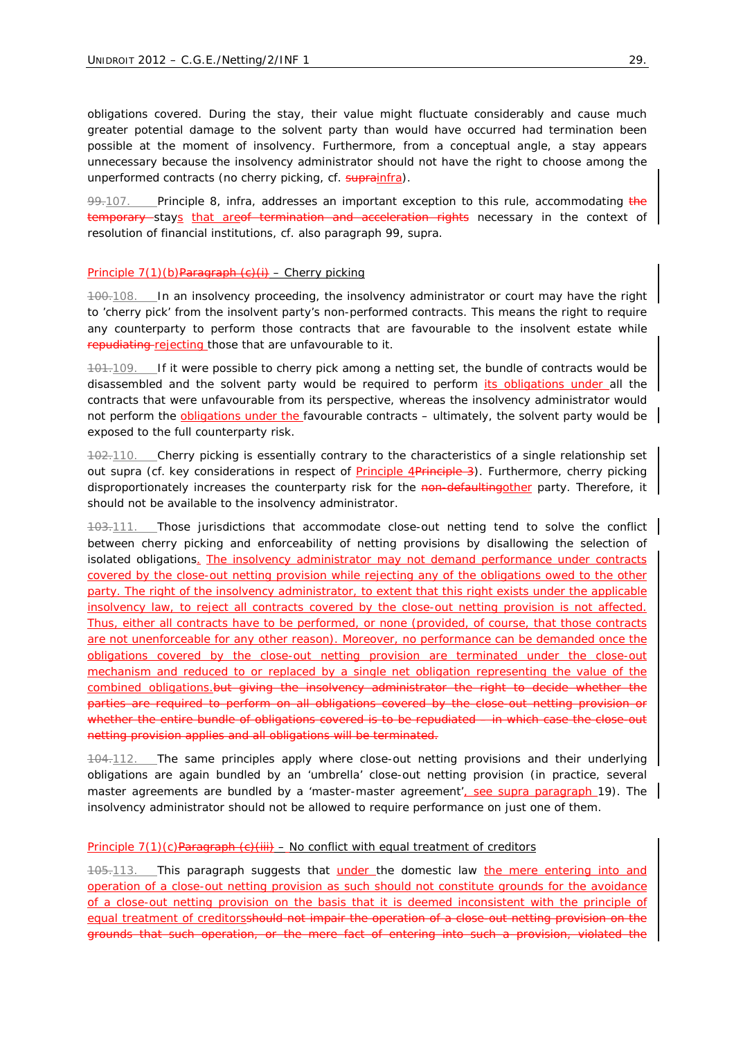obligations covered. During the stay, their value might fluctuate considerably and cause much greater potential damage to the solvent party than would have occurred had termination been possible at the moment of insolvency. Furthermore, from a conceptual angle, a stay appears unnecessary because the insolvency administrator should not have the right to choose among the unperformed contracts (no cherry picking, cf. ~~supra~~infra).

~~99.~~107. Principle 8, infra, addresses an important exception to this rule, accommodating ~~the temporary~~ stays that are~~of termination and acceleration rights~~ necessary in the context of resolution of financial institutions, cf. also paragraph 99, supra.

### Principle 7(1)(b)~~Paragraph (c)(i)~~ – Cherry picking

~~100.~~108. In an insolvency proceeding, the insolvency administrator or court may have the right to 'cherry pick' from the insolvent party's non-performed contracts. This means the right to require any counterparty to perform those contracts that are favourable to the insolvent estate while ~~repudiating~~ rejecting those that are unfavourable to it.

~~101.~~109. If it were possible to cherry pick among a netting set, the bundle of contracts would be disassembled and the solvent party would be required to perform its obligations under all the contracts that were unfavourable from its perspective, whereas the insolvency administrator would not perform the obligations under the favourable contracts – ultimately, the solvent party would be exposed to the full counterparty risk.

~~102.~~110. Cherry picking is essentially contrary to the characteristics of a single relationship set out supra (cf. key considerations in respect of Principle 4~~Principle 3~~). Furthermore, cherry picking disproportionately increases the counterparty risk for the ~~non-defaulting~~other party. Therefore, it should not be available to the insolvency administrator.

~~103.~~111. Those jurisdictions that accommodate close-out netting tend to solve the conflict between cherry picking and enforceability of netting provisions by disallowing the selection of isolated obligations. The insolvency administrator may not demand performance under contracts covered by the close-out netting provision while rejecting any of the obligations owed to the other party. The right of the insolvency administrator, to extent that this right exists under the applicable insolvency law, to reject all contracts covered by the close-out netting provision is not affected. Thus, either all contracts have to be performed, or none (provided, of course, that those contracts are not unenforceable for any other reason). Moreover, no performance can be demanded once the obligations covered by the close-out netting provision are terminated under the close-out mechanism and reduced to or replaced by a single net obligation representing the value of the combined obligations.~~but giving the insolvency administrator the right to decide whether the parties are required to perform on all obligations covered by the close-out netting provision or whether the entire bundle of obligations covered is to be repudiated – in which case the close-out netting provision applies and all obligations will be terminated.~~

~~104.~~112. The same principles apply where close-out netting provisions and their underlying obligations are again bundled by an 'umbrella' close-out netting provision (in practice, several master agreements are bundled by a 'master-master agreement', see supra paragraph 19). The insolvency administrator should not be allowed to require performance on just one of them.

### Principle 7(1)(c)~~Paragraph (c)(iii)~~ – No conflict with equal treatment of creditors

~~105.~~113. This paragraph suggests that under the domestic law the mere entering into and operation of a close-out netting provision as such should not constitute grounds for the avoidance of a close-out netting provision on the basis that it is deemed inconsistent with the principle of equal treatment of creditors~~should not impair the operation of a close-out netting provision on the grounds that such operation, or the mere fact of entering into such a provision, violated the~~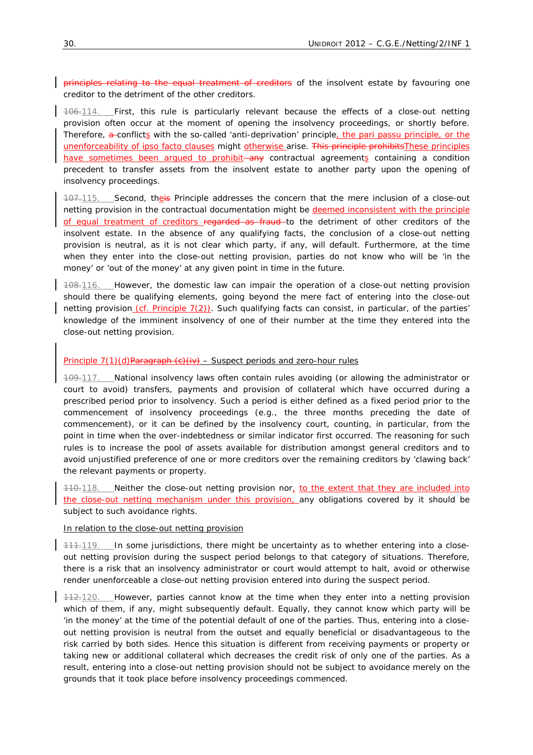~~principles relating to the equal treatment of creditors~~ of the insolvent estate by favouring one creditor to the detriment of the other creditors.

~~106.~~114. First, this rule is particularly relevant because the effects of a close-out netting provision often occur at the moment of opening the insolvency proceedings, or shortly before. Therefore, ~~a~~ conflicts with the so-called 'anti-deprivation' principle, the pari passu principle, or the unenforceability of ipso facto clauses might otherwise arise. ~~This principle prohibits~~These principles have sometimes been argued to prohibit ~~any~~ contractual agreements containing a condition precedent to transfer assets from the insolvent estate to another party upon the opening of insolvency proceedings.

~~107.~~115. Second, the~~is~~ Principle addresses the concern that the mere inclusion of a close-out netting provision in the contractual documentation might be deemed inconsistent with the principle of equal treatment of creditors ~~regarded as fraud~~ to the detriment of other creditors of the insolvent estate. In the absence of any qualifying facts, the conclusion of a close-out netting provision is neutral, as it is not clear which party, if any, will default. Furthermore, at the time when they enter into the close-out netting provision, parties do not know who will be 'in the money' or 'out of the money' at any given point in time in the future.

~~108.~~116. However, the domestic law can impair the operation of a close-out netting provision should there be qualifying elements, going beyond the mere fact of entering into the close-out netting provision (cf. Principle 7(2)). Such qualifying facts can consist, in particular, of the parties' knowledge of the imminent insolvency of one of their number at the time they entered into the close-out netting provision.

Principle 7(1)(d)~~Paragraph (c)(iv)~~ – Suspect periods and zero-hour rules

~~109.~~117. National insolvency laws often contain rules avoiding (or allowing the administrator or court to avoid) transfers, payments and provision of collateral which have occurred during a prescribed period prior to insolvency. Such a period is either defined as a fixed period prior to the commencement of insolvency proceedings (e.g., the three months preceding the date of commencement), or it can be defined by the insolvency court, counting, in particular, from the point in time when the over-indebtedness or similar indicator first occurred. The reasoning for such rules is to increase the pool of assets available for distribution amongst general creditors and to avoid unjustified preference of one or more creditors over the remaining creditors by 'clawing back' the relevant payments or property.

~~110.~~118. Neither the close-out netting provision nor, to the extent that they are included into the close-out netting mechanism under this provision, any obligations covered by it should be subject to such avoidance rights.

In relation to the close-out netting provision

~~111.~~119. In some jurisdictions, there might be uncertainty as to whether entering into a close-out netting provision during the suspect period belongs to that category of situations. Therefore, there is a risk that an insolvency administrator or court would attempt to halt, avoid or otherwise render unenforceable a close-out netting provision entered into during the suspect period.

~~112.~~120. However, parties cannot know at the time when they enter into a netting provision which of them, if any, might subsequently default. Equally, they cannot know which party will be 'in the money' at the time of the potential default of one of the parties. Thus, entering into a close-out netting provision is neutral from the outset and equally beneficial or disadvantageous to the risk carried by both sides. Hence this situation is different from receiving payments or property or taking new or additional collateral which decreases the credit risk of only one of the parties. As a result, entering into a close-out netting provision should not be subject to avoidance merely on the grounds that it took place before insolvency proceedings commenced.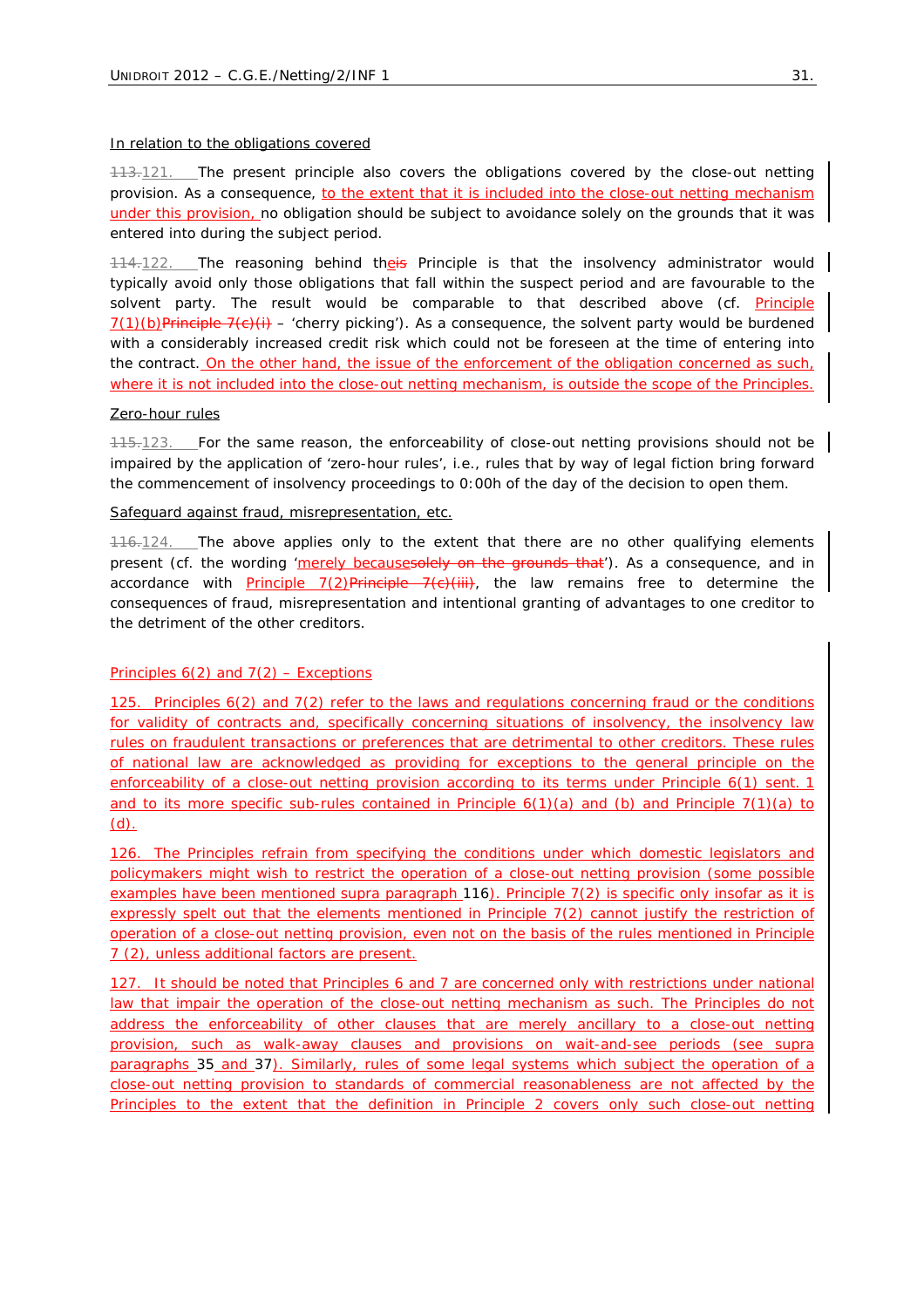In relation to the obligations covered

~~113.~~121. The present principle also covers the obligations covered by the close-out netting provision. As a consequence, to the extent that it is included into the close-out netting mechanism under this provision, no obligation should be subject to avoidance solely on the grounds that it was entered into during the subject period.

~~114.~~122. The reasoning behind th~~eis~~ Principle is that the insolvency administrator would typically avoid only those obligations that fall within the suspect period and are favourable to the solvent party. The result would be comparable to that described above (cf. Principle 7(1)(b)~~Principle 7(c)(i)~~ – 'cherry picking'). As a consequence, the solvent party would be burdened with a considerably increased credit risk which could not be foreseen at the time of entering into the contract. On the other hand, the issue of the enforcement of the obligation concerned as such, where it is not included into the close-out netting mechanism, is outside the scope of the Principles.

Zero-hour rules

~~115.~~123. For the same reason, the enforceability of close-out netting provisions should not be impaired by the application of 'zero-hour rules', i.e., rules that by way of legal fiction bring forward the commencement of insolvency proceedings to 0:00h of the day of the decision to open them.

Safeguard against fraud, misrepresentation, etc.

~~116.~~124. The above applies only to the extent that there are no other qualifying elements present (cf. the wording 'merely because~~solely on the grounds that~~'). As a consequence, and in accordance with Principle 7(2)~~Principle 7(c)(iii)~~, the law remains free to determine the consequences of fraud, misrepresentation and intentional granting of advantages to one creditor to the detriment of the other creditors.

Principles 6(2) and 7(2) – Exceptions

125. Principles 6(2) and 7(2) refer to the laws and regulations concerning fraud or the conditions for validity of contracts and, specifically concerning situations of insolvency, the insolvency law rules on fraudulent transactions or preferences that are detrimental to other creditors. These rules of national law are acknowledged as providing for exceptions to the general principle on the enforceability of a close-out netting provision according to its terms under Principle 6(1) sent. 1 and to its more specific sub-rules contained in Principle 6(1)(a) and (b) and Principle 7(1)(a) to (d).

126. The Principles refrain from specifying the conditions under which domestic legislators and policymakers might wish to restrict the operation of a close-out netting provision (some possible examples have been mentioned supra paragraph 116). Principle 7(2) is specific only insofar as it is expressly spelt out that the elements mentioned in Principle 7(2) cannot justify the restriction of operation of a close-out netting provision, even not on the basis of the rules mentioned in Principle 7 (2), unless additional factors are present.

127. It should be noted that Principles 6 and 7 are concerned only with restrictions under national law that impair the operation of the close-out netting mechanism as such. The Principles do not address the enforceability of other clauses that are merely ancillary to a close-out netting provision, such as walk-away clauses and provisions on wait-and-see periods (see supra paragraphs 35 and 37). Similarly, rules of some legal systems which subject the operation of a close-out netting provision to standards of commercial reasonableness are not affected by the Principles to the extent that the definition in Principle 2 covers only such close-out netting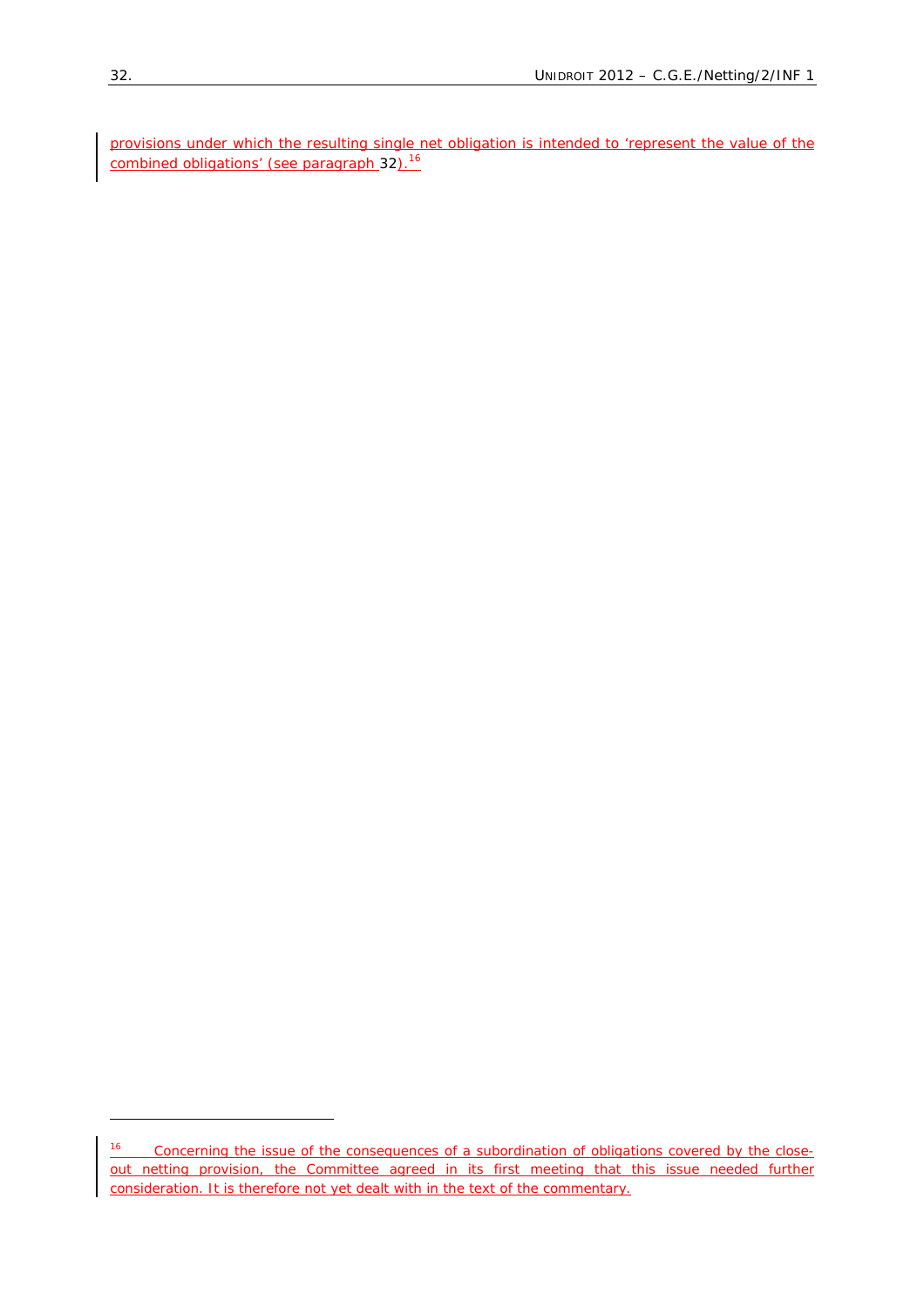provisions under which the resulting single net obligation is intended to 'represent the value of the combined obligations' (see paragraph 32).[16]

---

[16] Concerning the issue of the consequences of a subordination of obligations covered by the close-out netting provision, the Committee agreed in its first meeting that this issue needed further consideration. It is therefore not yet dealt with in the text of the commentary.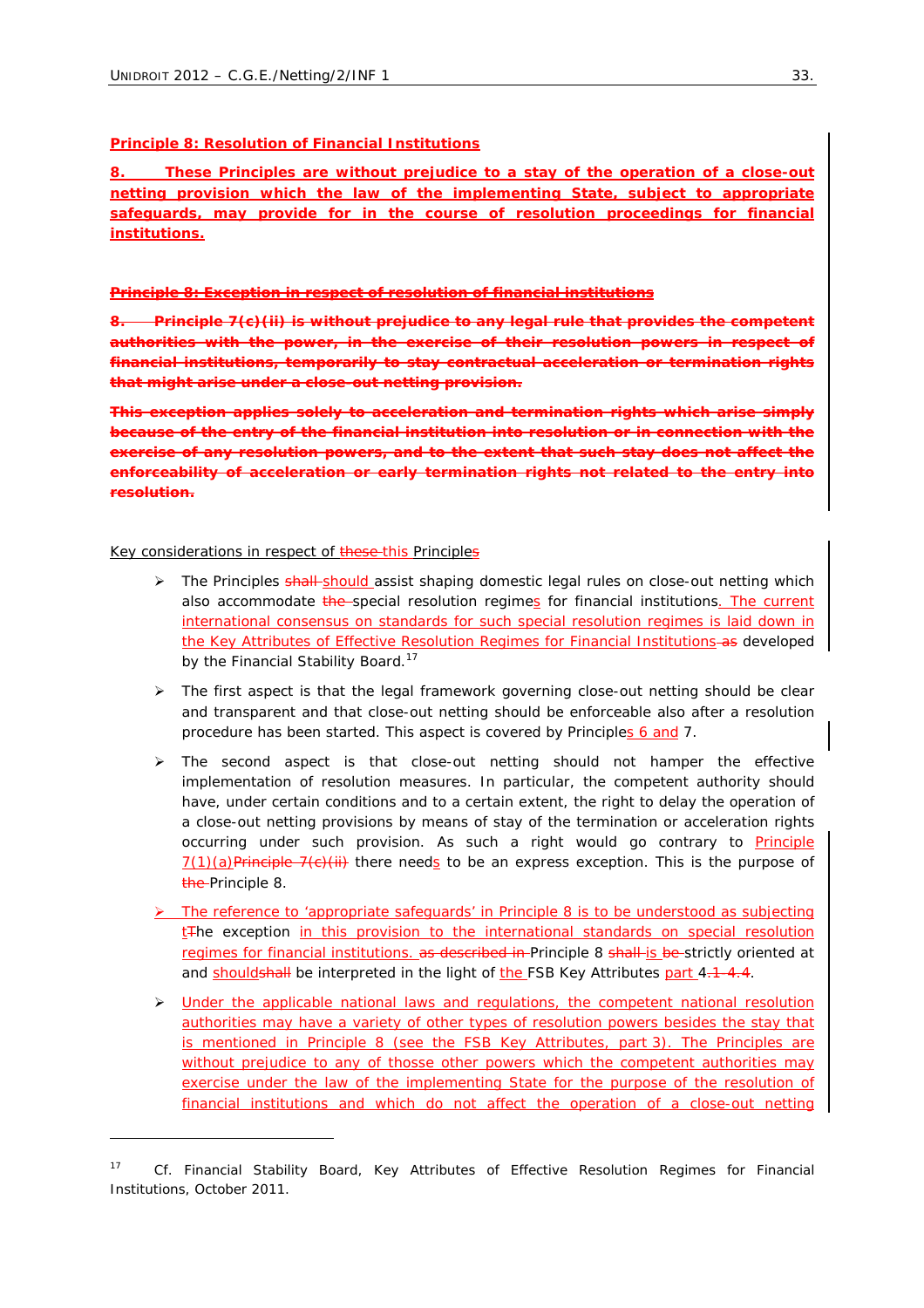**Principle 8: Resolution of Financial Institutions**

**8. These Principles are without prejudice to a stay of the operation of a close-out netting provision which the law of the implementing State, subject to appropriate safeguards, may provide for in the course of resolution proceedings for financial institutions.**

~~**Principle 8: Exception in respect of resolution of financial institutions**~~

~~**8. Principle 7(c)(ii) is without prejudice to any legal rule that provides the competent authorities with the power, in the exercise of their resolution powers in respect of financial institutions, temporarily to stay contractual acceleration or termination rights that might arise under a close-out netting provision.**~~

~~**This exception applies solely to acceleration and termination rights which arise simply because of the entry of the financial institution into resolution or in connection with the exercise of any resolution powers, and to the extent that such stay does not affect the enforceability of acceleration or early termination rights not related to the entry into resolution.**~~

Key considerations in respect of ~~these~~ this Principles

- The Principles ~~shall~~ should assist shaping domestic legal rules on close-out netting which also accommodate ~~the~~ special resolution regimes for financial institutions. The current international consensus on standards for such special resolution regimes is laid down in the Key Attributes of Effective Resolution Regimes for Financial Institutions ~~as~~ developed by the Financial Stability Board.[17]
- The first aspect is that the legal framework governing close-out netting should be clear and transparent and that close-out netting should be enforceable also after a resolution procedure has been started. This aspect is covered by Principles 6 and 7.
- The second aspect is that close-out netting should not hamper the effective implementation of resolution measures. In particular, the competent authority should have, under certain conditions and to a certain extent, the right to delay the operation of a close-out netting provisions by means of stay of the termination or acceleration rights occurring under such provision. As such a right would go contrary to Principle 7(1)(a)~~Principle 7(c)(ii)~~ there needs to be an express exception. This is the purpose of ~~the~~ Principle 8.
- The reference to 'appropriate safeguards' in Principle 8 is to be understood as subjecting t~~T~~he exception in this provision to the international standards on special resolution regimes for financial institutions. ~~as described in~~ Principle 8 ~~shall~~ is ~~be~~ strictly oriented at and should~~shall~~ be interpreted in the light of the FSB Key Attributes part 4~~.1-4.4~~.
- Under the applicable national laws and regulations, the competent national resolution authorities may have a variety of other types of resolution powers besides the stay that is mentioned in Principle 8 (see the FSB Key Attributes, part 3). The Principles are without prejudice to any of thosse other powers which the competent authorities may exercise under the law of the implementing State for the purpose of the resolution of financial institutions and which do not affect the operation of a close-out netting

[17] Cf. Financial Stability Board, Key Attributes of Effective Resolution Regimes for Financial Institutions, October 2011.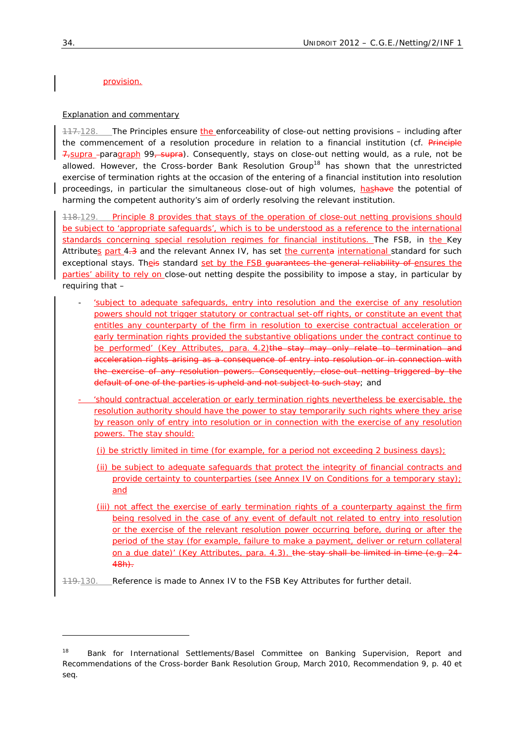provision.

Explanation and commentary

117.128. The Principles ensure the enforceability of close-out netting provisions – including after the commencement of a resolution procedure in relation to a financial institution (cf. Principle 7,supra paragraph 99, supra). Consequently, stays on close-out netting would, as a rule, not be allowed. However, the Cross-border Bank Resolution Group[18] has shown that the unrestricted exercise of termination rights at the occasion of the entering of a financial institution into resolution proceedings, in particular the simultaneous close-out of high volumes, hashave the potential of harming the competent authority's aim of orderly resolving the relevant institution.

118.129. Principle 8 provides that stays of the operation of close-out netting provisions should be subject to 'appropriate safeguards', which is to be understood as a reference to the international standards concerning special resolution regimes for financial institutions. The FSB, in the Key Attributes part 4.3 and the relevant Annex IV, has set the currenta international standard for such exceptional stays. Theis standard set by the FSB guarantees the general reliability of ensures the parties' ability to rely on close-out netting despite the possibility to impose a stay, in particular by requiring that –

- 'subject to adequate safeguards, entry into resolution and the exercise of any resolution powers should not trigger statutory or contractual set-off rights, or constitute an event that entitles any counterparty of the firm in resolution to exercise contractual acceleration or early termination rights provided the substantive obligations under the contract continue to be performed' (Key Attributes, para. 4.2)the stay may only relate to termination and acceleration rights arising as a consequence of entry into resolution or in connection with the exercise of any resolution powers. Consequently, close-out netting triggered by the default of one of the parties is upheld and not subject to such stay; and

- 'should contractual acceleration or early termination rights nevertheless be exercisable, the resolution authority should have the power to stay temporarily such rights where they arise by reason only of entry into resolution or in connection with the exercise of any resolution powers. The stay should:

  (i) be strictly limited in time (for example, for a period not exceeding 2 business days);

  (ii) be subject to adequate safeguards that protect the integrity of financial contracts and provide certainty to counterparties (see Annex IV on Conditions for a temporary stay); and

  (iii) not affect the exercise of early termination rights of a counterparty against the firm being resolved in the case of any event of default not related to entry into resolution or the exercise of the relevant resolution power occurring before, during or after the period of the stay (for example, failure to make a payment, deliver or return collateral on a due date)' (Key Attributes, para. 4.3). the stay shall be limited in time (e.g. 24-48h).

119.130. Reference is made to Annex IV to the FSB Key Attributes for further detail.

---

[18] Bank for International Settlements/Basel Committee on Banking Supervision, Report and Recommendations of the Cross-border Bank Resolution Group, March 2010, Recommendation 9, p. 40 et seq.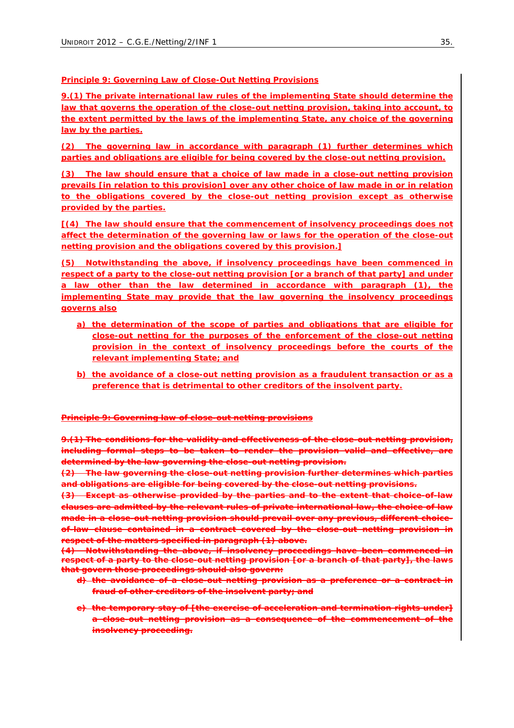**Principle 9: Governing Law of Close-Out Netting Provisions**

**9.(1) The private international law rules of the implementing State should determine the law that governs the operation of the close-out netting provision, taking into account, to the extent permitted by the laws of the implementing State, any choice of the governing law by the parties.**

**(2) The governing law in accordance with paragraph (1) further determines which parties and obligations are eligible for being covered by the close-out netting provision.**

**(3) The law should ensure that a choice of law made in a close-out netting provision prevails [in relation to this provision] over any other choice of law made in or in relation to the obligations covered by the close-out netting provision except as otherwise provided by the parties.**

**[(4) The law should ensure that the commencement of insolvency proceedings does not affect the determination of the governing law or laws for the operation of the close-out netting provision and the obligations covered by this provision.]**

**(5) Notwithstanding the above, if insolvency proceedings have been commenced in respect of a party to the close-out netting provision [or a branch of that party] and under a law other than the law determined in accordance with paragraph (1), the implementing State may provide that the law governing the insolvency proceedings governs also**

- **a) the determination of the scope of parties and obligations that are eligible for close-out netting for the purposes of the enforcement of the close-out netting provision in the context of insolvency proceedings before the courts of the relevant implementing State; and**
- **b) the avoidance of a close-out netting provision as a fraudulent transaction or as a preference that is detrimental to other creditors of the insolvent party.**

~~**Principle 9: Governing law of close-out netting provisions**~~

~~**9.(1) The conditions for the validity and effectiveness of the close-out netting provision, including formal steps to be taken to render the provision valid and effective, are determined by the law governing the close-out netting provision.**~~

~~**(2) The law governing the close-out netting provision further determines which parties and obligations are eligible for being covered by the close-out netting provisions.**~~

~~**(3) Except as otherwise provided by the parties and to the extent that choice-of-law clauses are admitted by the relevant rules of private international law, the choice of law made in a close-out netting provision should prevail over any previous, different choice-of-law clause contained in a contract covered by the close-out netting provision in respect of the matters specified in paragraph (1) above.**~~

~~**(4) Notwithstanding the above, if insolvency proceedings have been commenced in respect of a party to the close-out netting provision [or a branch of that party], the laws that govern those proceedings should also govern:**~~

- ~~**d) the avoidance of a close-out netting provision as a preference or a contract in fraud of other creditors of the insolvent party; and**~~
- ~~**e) the temporary stay of [the exercise of acceleration and termination rights under] a close-out netting provision as a consequence of the commencement of the insolvency proceeding.**~~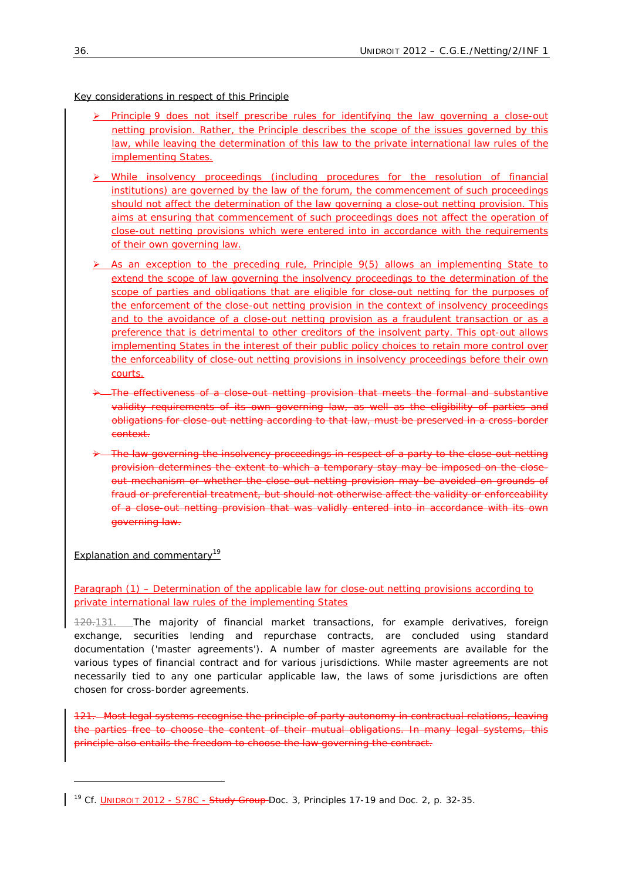Key considerations in respect of this Principle

- Principle 9 does not itself prescribe rules for identifying the law governing a close-out netting provision. Rather, the Principle describes the scope of the issues governed by this law, while leaving the determination of this law to the private international law rules of the implementing States.

- While insolvency proceedings (including procedures for the resolution of financial institutions) are governed by the law of the forum, the commencement of such proceedings should not affect the determination of the law governing a close-out netting provision. This aims at ensuring that commencement of such proceedings does not affect the operation of close-out netting provisions which were entered into in accordance with the requirements of their own governing law.

- As an exception to the preceding rule, Principle 9(5) allows an implementing State to extend the scope of law governing the insolvency proceedings to the determination of the scope of parties and obligations that are eligible for close-out netting for the purposes of the enforcement of the close-out netting provision in the context of insolvency proceedings and to the avoidance of a close-out netting provision as a fraudulent transaction or as a preference that is detrimental to other creditors of the insolvent party. This opt-out allows implementing States in the interest of their public policy choices to retain more control over the enforceability of close-out netting provisions in insolvency proceedings before their own courts.

- ~~The effectiveness of a close-out netting provision that meets the formal and substantive validity requirements of its own governing law, as well as the eligibility of parties and obligations for close-out netting according to that law, must be preserved in a cross-border context.~~

- ~~The law governing the insolvency proceedings in respect of a party to the close-out netting provision determines the extent to which a temporary stay may be imposed on the close-out mechanism or whether the close-out netting provision may be avoided on grounds of fraud or preferential treatment, but should not otherwise affect the validity or enforceability of a close-out netting provision that was validly entered into in accordance with its own governing law.~~

Explanation and commentary[19]

Paragraph (1) – Determination of the applicable law for close-out netting provisions according to private international law rules of the implementing States

~~120.~~131. The majority of financial market transactions, for example derivatives, foreign exchange, securities lending and repurchase contracts, are concluded using standard documentation ('master agreements'). A number of master agreements are available for the various types of financial contract and for various jurisdictions. While master agreements are not necessarily tied to any one particular applicable law, the laws of some jurisdictions are often chosen for cross-border agreements.

~~121. Most legal systems recognise the principle of party autonomy in contractual relations, leaving the parties free to choose the content of their mutual obligations. In many legal systems, this principle also entails the freedom to choose the law governing the contract.~~

---

[19] Cf. UNIDROIT 2012 - S78C - ~~Study Group~~ Doc. 3, Principles 17-19 and Doc. 2, p. 32-35.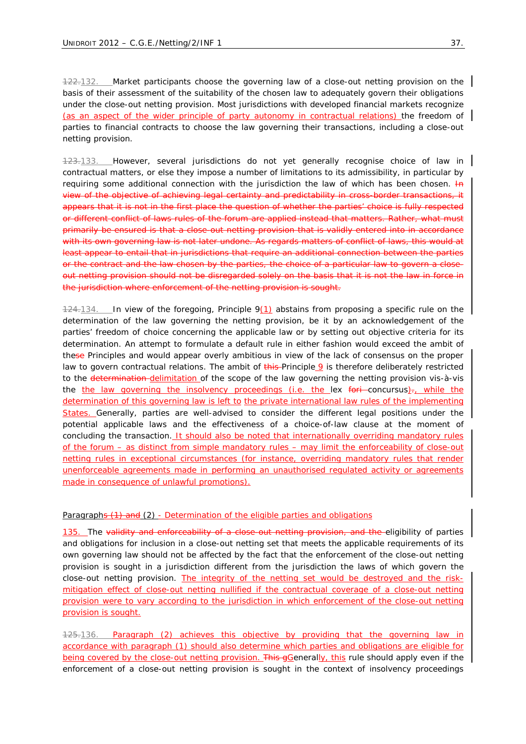122.132. Market participants choose the governing law of a close-out netting provision on the basis of their assessment of the suitability of the chosen law to adequately govern their obligations under the close-out netting provision. Most jurisdictions with developed financial markets recognize (as an aspect of the wider principle of party autonomy in contractual relations) the freedom of parties to financial contracts to choose the law governing their transactions, including a close-out netting provision.

123.133. However, several jurisdictions do not yet generally recognise choice of law in contractual matters, or else they impose a number of limitations to its admissibility, in particular by requiring some additional connection with the jurisdiction the law of which has been chosen. ~~In view of the objective of achieving legal certainty and predictability in cross-border transactions, it appears that it is not in the first place the question of whether the parties' choice is fully respected or different conflict of laws rules of the forum are applied instead that matters. Rather, what must primarily be ensured is that a close-out netting provision that is validly entered into in accordance with its own governing law is not later undone. As regards matters of conflict of laws, this would at least appear to entail that in jurisdictions that require an additional connection between the parties or the contract and the law chosen by the parties, the choice of a particular law to govern a close-out netting provision should not be disregarded solely on the basis that it is not the law in force in the jurisdiction where enforcement of the netting provision is sought.~~

124.134. In view of the foregoing, Principle 9(1) abstains from proposing a specific rule on the determination of the law governing the netting provision, be it by an acknowledgement of the parties' freedom of choice concerning the applicable law or by setting out objective criteria for its determination. An attempt to formulate a default rule in either fashion would exceed the ambit of these Principles and would appear overly ambitious in view of the lack of consensus on the proper law to govern contractual relations. The ambit of ~~this~~ Principle 9 is therefore deliberately restricted to the ~~determination~~ delimitation of the scope of the law governing the netting provision vis-à-vis the the law governing the insolvency proceedings (i.e. the lex ~~fori~~ concursus)~~.~~, while the determination of this governing law is left to the private international law rules of the implementing States. Generally, parties are well-advised to consider the different legal positions under the potential applicable laws and the effectiveness of a choice-of-law clause at the moment of concluding the transaction. It should also be noted that internationally overriding mandatory rules of the forum – as distinct from simple mandatory rules – may limit the enforceability of close-out netting rules in exceptional circumstances (for instance, overriding mandatory rules that render unenforceable agreements made in performing an unauthorised regulated activity or agreements made in consequence of unlawful promotions).

Paragraph~~s (1) and~~ (2) - Determination of the eligible parties and obligations

135. The ~~validity and enforceability of a close-out netting provision, and the~~ eligibility of parties and obligations for inclusion in a close-out netting set that meets the applicable requirements of its own governing law should not be affected by the fact that the enforcement of the close-out netting provision is sought in a jurisdiction different from the jurisdiction the laws of which govern the close-out netting provision. The integrity of the netting set would be destroyed and the risk-mitigation effect of close-out netting nullified if the contractual coverage of a close-out netting provision were to vary according to the jurisdiction in which enforcement of the close-out netting provision is sought.

125.136. Paragraph (2) achieves this objective by providing that the governing law in accordance with paragraph (1) should also determine which parties and obligations are eligible for being covered by the close-out netting provision. ~~This g~~Generally, this rule should apply even if the enforcement of a close-out netting provision is sought in the context of insolvency proceedings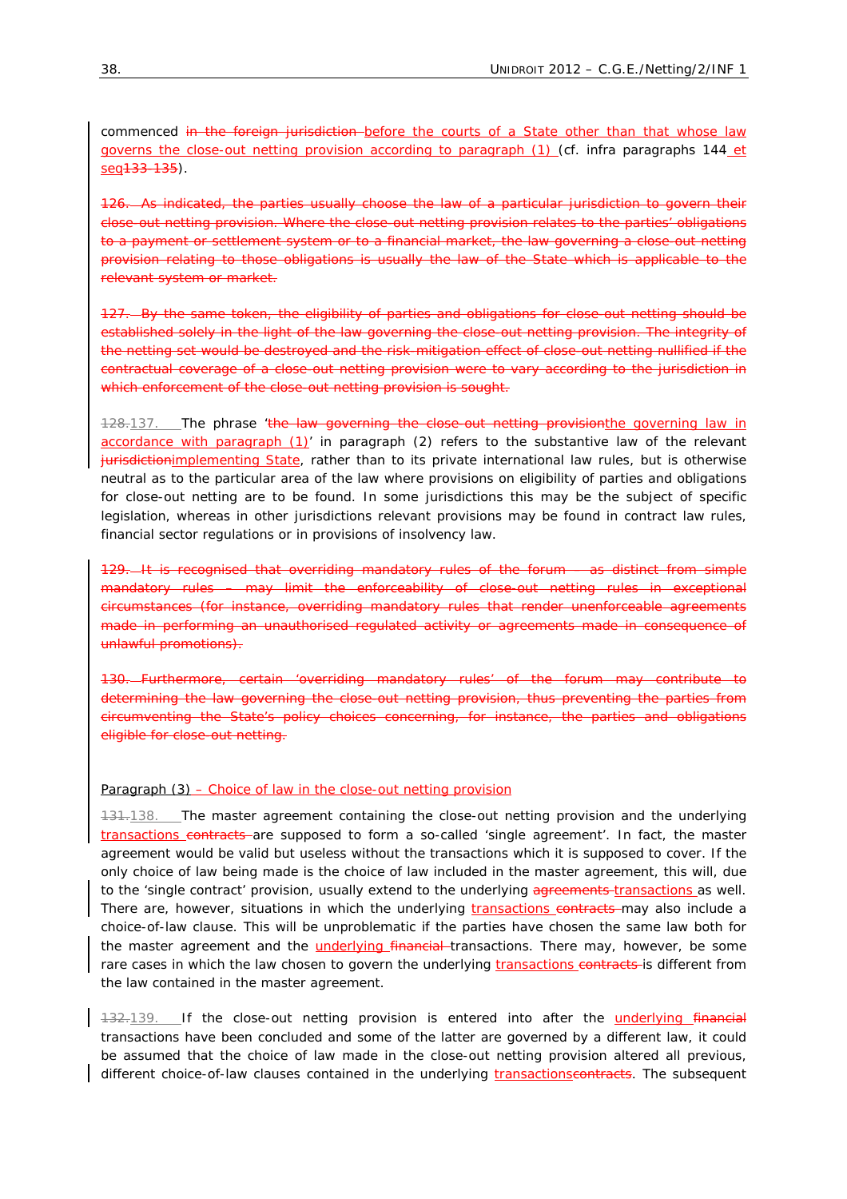commenced ~~in the foreign jurisdiction~~ before the courts of a State other than that whose law governs the close-out netting provision according to paragraph (1) (cf. infra paragraphs 144 et seq~~133-135~~).

~~126. As indicated, the parties usually choose the law of a particular jurisdiction to govern their close-out netting provision. Where the close-out netting provision relates to the parties' obligations to a payment or settlement system or to a financial market, the law governing a close-out netting provision relating to those obligations is usually the law of the State which is applicable to the relevant system or market.~~

~~127. By the same token, the eligibility of parties and obligations for close-out netting should be established solely in the light of the law governing the close-out netting provision. The integrity of the netting set would be destroyed and the risk mitigation effect of close-out netting nullified if the contractual coverage of a close-out netting provision were to vary according to the jurisdiction in which enforcement of the close-out netting provision is sought.~~

~~128.~~137. The phrase '~~the law governing the close-out netting provision~~the governing law in accordance with paragraph (1)' in paragraph (2) refers to the substantive law of the relevant ~~jurisdiction~~implementing State, rather than to its private international law rules, but is otherwise neutral as to the particular area of the law where provisions on eligibility of parties and obligations for close-out netting are to be found. In some jurisdictions this may be the subject of specific legislation, whereas in other jurisdictions relevant provisions may be found in contract law rules, financial sector regulations or in provisions of insolvency law.

~~129. It is recognised that overriding mandatory rules of the forum – as distinct from simple mandatory rules – may limit the enforceability of close-out netting rules in exceptional circumstances (for instance, overriding mandatory rules that render unenforceable agreements made in performing an unauthorised regulated activity or agreements made in consequence of unlawful promotions).~~

~~130. Furthermore, certain 'overriding mandatory rules' of the forum may contribute to determining the law governing the close-out netting provision, thus preventing the parties from circumventing the State's policy choices concerning, for instance, the parties and obligations eligible for close-out netting.~~

Paragraph (3) – Choice of law in the close-out netting provision

~~131.~~138. The master agreement containing the close-out netting provision and the underlying transactions ~~contracts~~ are supposed to form a so-called 'single agreement'. In fact, the master agreement would be valid but useless without the transactions which it is supposed to cover. If the only choice of law being made is the choice of law included in the master agreement, this will, due to the 'single contract' provision, usually extend to the underlying ~~agreements~~ transactions as well. There are, however, situations in which the underlying transactions ~~contracts~~ may also include a choice-of-law clause. This will be unproblematic if the parties have chosen the same law both for the master agreement and the underlying ~~financial~~ transactions. There may, however, be some rare cases in which the law chosen to govern the underlying transactions ~~contracts~~ is different from the law contained in the master agreement.

~~132.~~139. If the close-out netting provision is entered into after the underlying ~~financial~~ transactions have been concluded and some of the latter are governed by a different law, it could be assumed that the choice of law made in the close-out netting provision altered all previous, different choice-of-law clauses contained in the underlying transactions~~contracts~~. The subsequent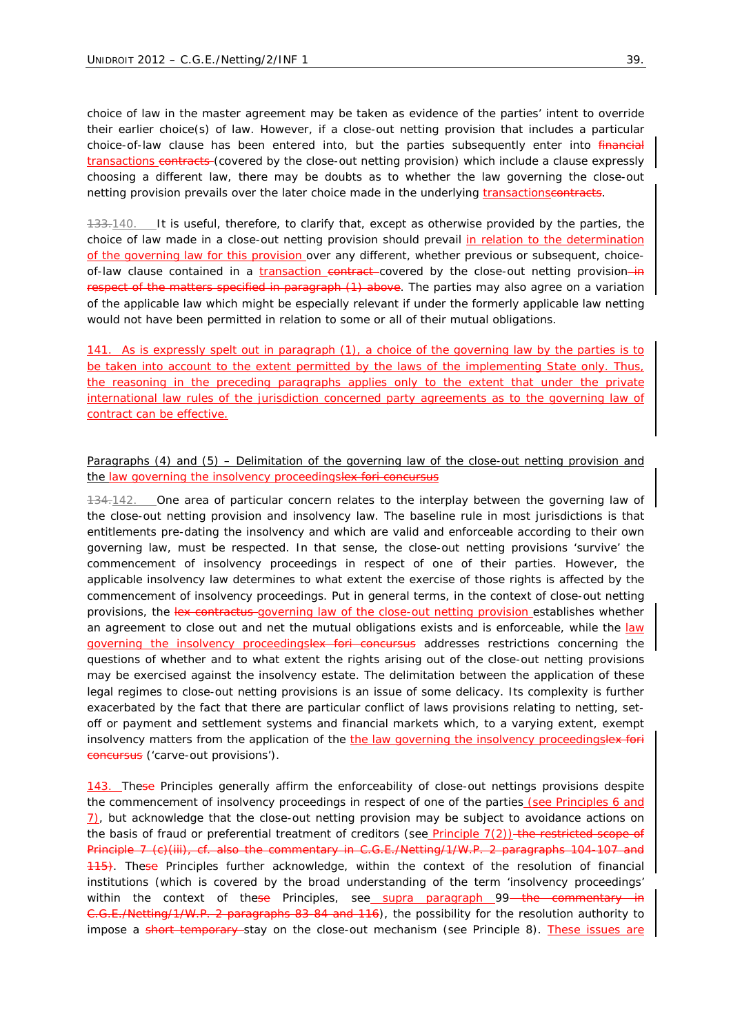choice of law in the master agreement may be taken as evidence of the parties' intent to override their earlier choice(s) of law. However, if a close-out netting provision that includes a particular choice-of-law clause has been entered into, but the parties subsequently enter into ~~financial~~ transactions ~~contracts~~ (covered by the close-out netting provision) which include a clause expressly choosing a different law, there may be doubts as to whether the law governing the close-out netting provision prevails over the later choice made in the underlying transactions~~contracts~~.

~~133.~~140. It is useful, therefore, to clarify that, except as otherwise provided by the parties, the choice of law made in a close-out netting provision should prevail in relation to the determination of the governing law for this provision over any different, whether previous or subsequent, choice-of-law clause contained in a transaction ~~contract~~ covered by the close-out netting provision ~~in respect of the matters specified in paragraph (1) above~~. The parties may also agree on a variation of the applicable law which might be especially relevant if under the formerly applicable law netting would not have been permitted in relation to some or all of their mutual obligations.

141. As is expressly spelt out in paragraph (1), a choice of the governing law by the parties is to be taken into account to the extent permitted by the laws of the implementing State only. Thus, the reasoning in the preceding paragraphs applies only to the extent that under the private international law rules of the jurisdiction concerned party agreements as to the governing law of contract can be effective.

Paragraphs (4) and (5) – Delimitation of the governing law of the close-out netting provision and the law governing the insolvency proceedings~~lex fori concursus~~

~~134.~~142. One area of particular concern relates to the interplay between the governing law of the close-out netting provision and insolvency law. The baseline rule in most jurisdictions is that entitlements pre-dating the insolvency and which are valid and enforceable according to their own governing law, must be respected. In that sense, the close-out netting provisions 'survive' the commencement of insolvency proceedings in respect of one of their parties. However, the applicable insolvency law determines to what extent the exercise of those rights is affected by the commencement of insolvency proceedings. Put in general terms, in the context of close-out netting provisions, the ~~lex contractus~~ governing law of the close-out netting provision establishes whether an agreement to close out and net the mutual obligations exists and is enforceable, while the law governing the insolvency proceedings~~lex fori concursus~~ addresses restrictions concerning the questions of whether and to what extent the rights arising out of the close-out netting provisions may be exercised against the insolvency estate. The delimitation between the application of these legal regimes to close-out netting provisions is an issue of some delicacy. Its complexity is further exacerbated by the fact that there are particular conflict of laws provisions relating to netting, set-off or payment and settlement systems and financial markets which, to a varying extent, exempt insolvency matters from the application of the the law governing the insolvency proceedings~~lex fori concursus~~ ('carve-out provisions').

143. The~~se~~ Principles generally affirm the enforceability of close-out nettings provisions despite the commencement of insolvency proceedings in respect of one of the parties (see Principles 6 and 7), but acknowledge that the close-out netting provision may be subject to avoidance actions on the basis of fraud or preferential treatment of creditors (see Principle 7(2)) ~~the restricted scope of Principle 7 (c)(iii), cf. also the commentary in C.G.E./Netting/1/W.P. 2 paragraphs 104-107 and 115)~~. The~~se~~ Principles further acknowledge, within the context of the resolution of financial institutions (which is covered by the broad understanding of the term 'insolvency proceedings' within the context of the~~se~~ Principles, see supra paragraph 99 ~~the commentary in C.G.E./Netting/1/W.P. 2 paragraphs 83-84 and 116~~), the possibility for the resolution authority to impose a ~~short temporary~~ stay on the close-out mechanism (see Principle 8). These issues are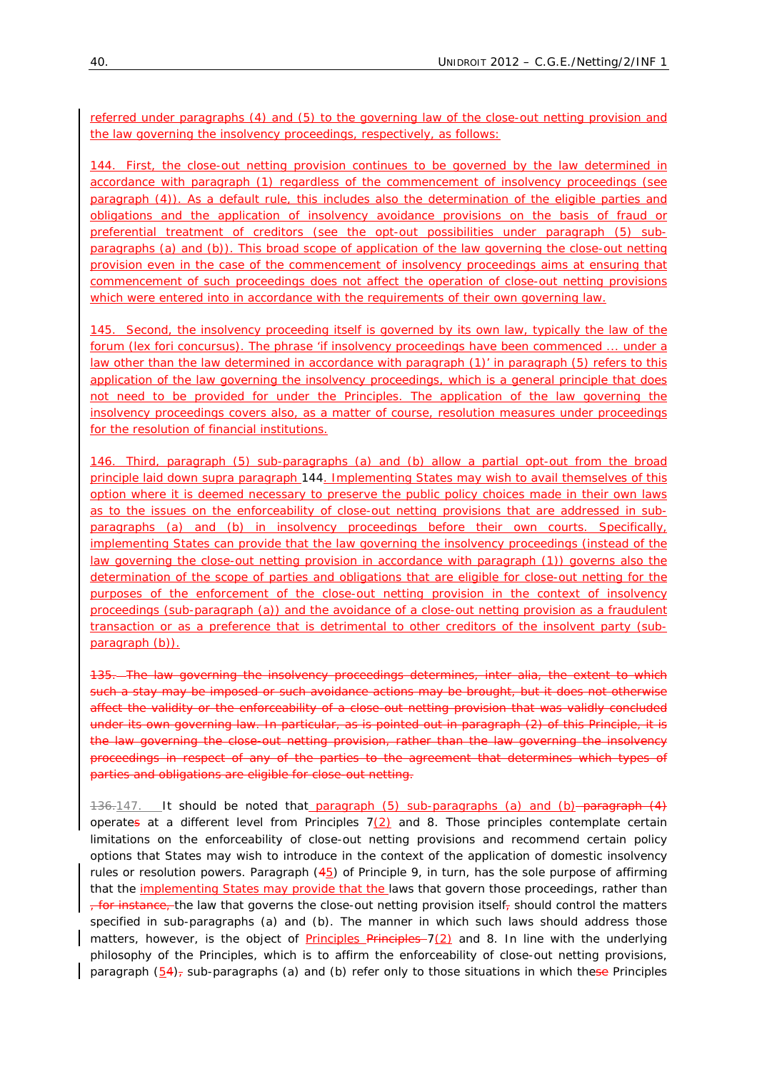referred under paragraphs (4) and (5) to the governing law of the close-out netting provision and the law governing the insolvency proceedings, respectively, as follows:

144. First, the close-out netting provision continues to be governed by the law determined in accordance with paragraph (1) regardless of the commencement of insolvency proceedings (see paragraph (4)). As a default rule, this includes also the determination of the eligible parties and obligations and the application of insolvency avoidance provisions on the basis of fraud or preferential treatment of creditors (see the opt-out possibilities under paragraph (5) sub-paragraphs (a) and (b)). This broad scope of application of the law governing the close-out netting provision even in the case of the commencement of insolvency proceedings aims at ensuring that commencement of such proceedings does not affect the operation of close-out netting provisions which were entered into in accordance with the requirements of their own governing law.

145. Second, the insolvency proceeding itself is governed by its own law, typically the law of the forum (lex fori concursus). The phrase 'if insolvency proceedings have been commenced ... under a law other than the law determined in accordance with paragraph (1)' in paragraph (5) refers to this application of the law governing the insolvency proceedings, which is a general principle that does not need to be provided for under the Principles. The application of the law governing the insolvency proceedings covers also, as a matter of course, resolution measures under proceedings for the resolution of financial institutions.

146. Third, paragraph (5) sub-paragraphs (a) and (b) allow a partial opt-out from the broad principle laid down supra paragraph 144. Implementing States may wish to avail themselves of this option where it is deemed necessary to preserve the public policy choices made in their own laws as to the issues on the enforceability of close-out netting provisions that are addressed in sub-paragraphs (a) and (b) in insolvency proceedings before their own courts. Specifically, implementing States can provide that the law governing the insolvency proceedings (instead of the law governing the close-out netting provision in accordance with paragraph (1)) governs also the determination of the scope of parties and obligations that are eligible for close-out netting for the purposes of the enforcement of the close-out netting provision in the context of insolvency proceedings (sub-paragraph (a)) and the avoidance of a close-out netting provision as a fraudulent transaction or as a preference that is detrimental to other creditors of the insolvent party (sub-paragraph (b)).

~~135. The law governing the insolvency proceedings determines, inter alia, the extent to which such a stay may be imposed or such avoidance actions may be brought, but it does not otherwise affect the validity or the enforceability of a close-out netting provision that was validly concluded under its own governing law. In particular, as is pointed out in paragraph (2) of this Principle, it is the law governing the close-out netting provision, rather than the law governing the insolvency proceedings in respect of any of the parties to the agreement that determines which types of parties and obligations are eligible for close-out netting.~~

~~136.~~147. It should be noted that paragraph (5) sub-paragraphs (a) and (b) ~~paragraph (4)~~ operate~~s~~ at a different level from Principles 7(2) and 8. Those principles contemplate certain limitations on the enforceability of close-out netting provisions and recommend certain policy options that States may wish to introduce in the context of the application of domestic insolvency rules or resolution powers. Paragraph (~~4~~5) of Principle 9, in turn, has the sole purpose of affirming that the implementing States may provide that the laws that govern those proceedings, rather than ~~, for instance,~~ the law that governs the close-out netting provision itself~~,~~ should control the matters specified in sub-paragraphs (a) and (b). The manner in which such laws should address those matters, however, is the object of Principles ~~Principles~~ 7(2) and 8. In line with the underlying philosophy of the Principles, which is to affirm the enforceability of close-out netting provisions, paragraph (5~~4~~)~~,~~ sub-paragraphs (a) and (b) refer only to those situations in which the~~se~~ Principles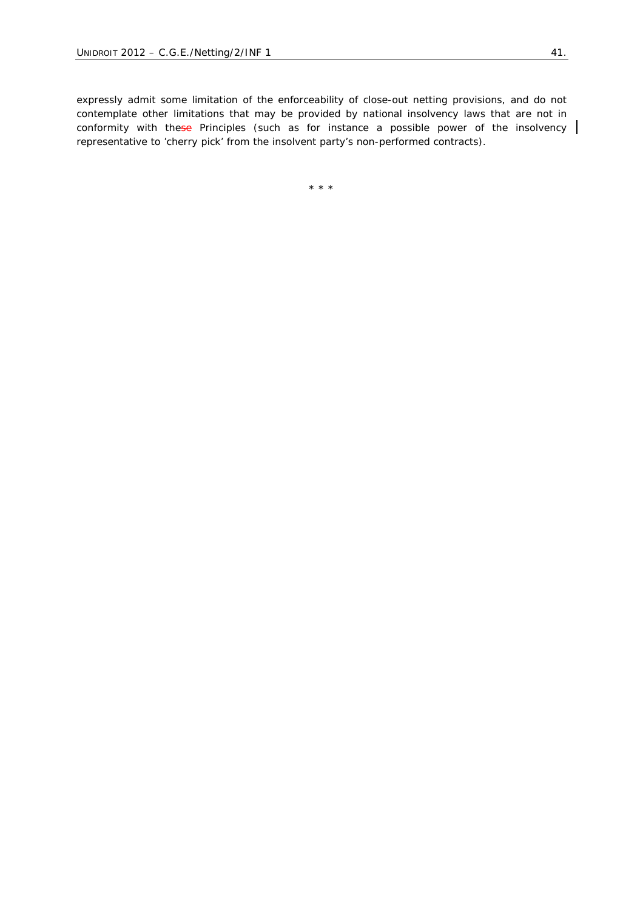expressly admit some limitation of the enforceability of close-out netting provisions, and do not contemplate other limitations that may be provided by national insolvency laws that are not in conformity with these Principles (such as for instance a possible power of the insolvency representative to 'cherry pick' from the insolvent party's non-performed contracts).

* * *